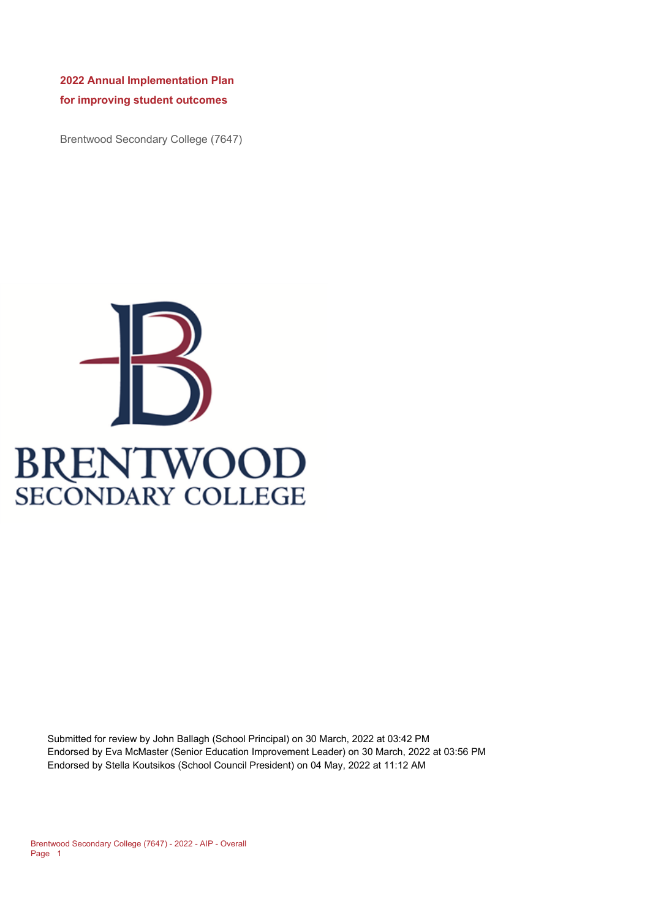# 2022 Annual Implementation Plan

## for improving student outcomes

Brentwood Secondary College (7647)

BRENTWOOD SECONDARY COLLEGE

Submitted for review by John Ballagh (School Principal) on 30 March, 2022 at 03:42 PM
Endorsed by Eva McMaster (Senior Education Improvement Leader) on 30 March, 2022 at 03:56 PM
Endorsed by Stella Koutsikos (School Council President) on 04 May, 2022 at 11:12 AM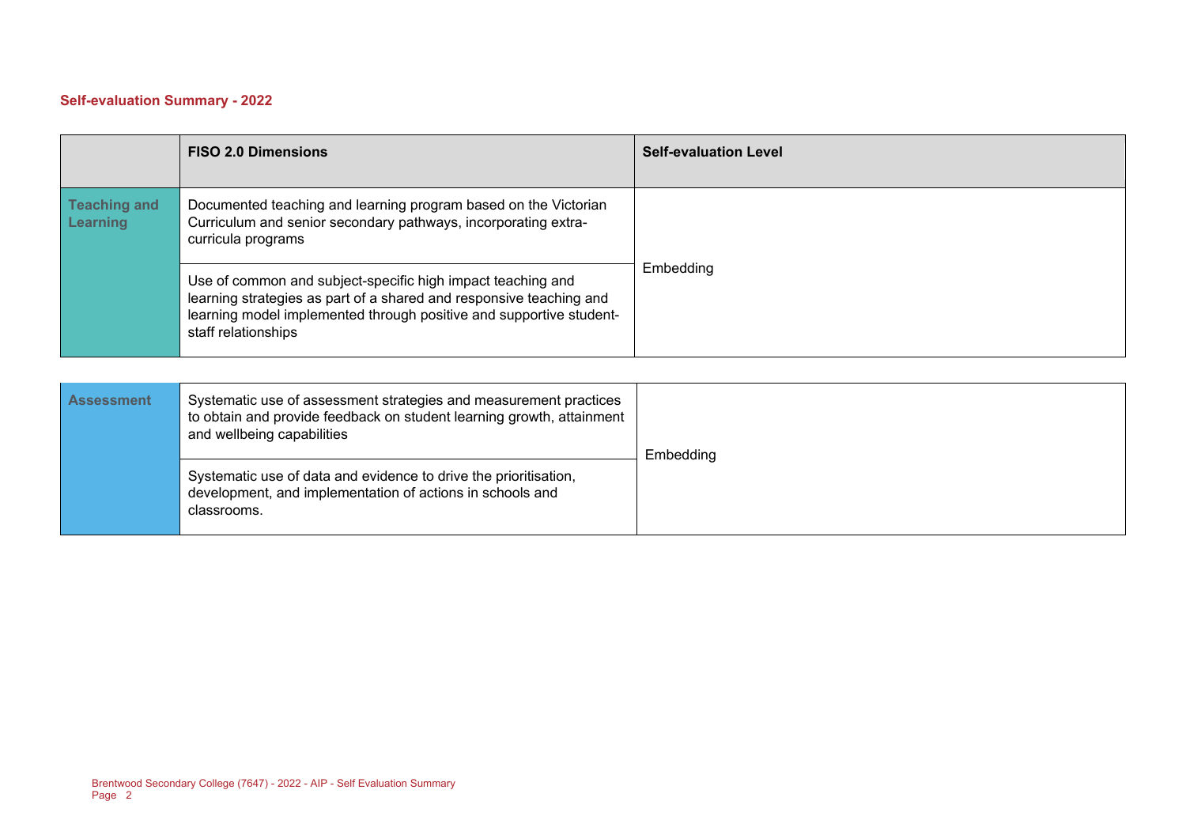## Self-evaluation Summary - 2022

| | FISO 2.0 Dimensions | Self-evaluation Level |
|---|---|---|
| **Teaching and Learning** | Documented teaching and learning program based on the Victorian Curriculum and senior secondary pathways, incorporating extra-curricula programs | Embedding |
| | Use of common and subject-specific high impact teaching and learning strategies as part of a shared and responsive teaching and learning model implemented through positive and supportive student-staff relationships | |

| | | |
|---|---|---|
| **Assessment** | Systematic use of assessment strategies and measurement practices to obtain and provide feedback on student learning growth, attainment and wellbeing capabilities | Embedding |
| | Systematic use of data and evidence to drive the prioritisation, development, and implementation of actions in schools and classrooms. | |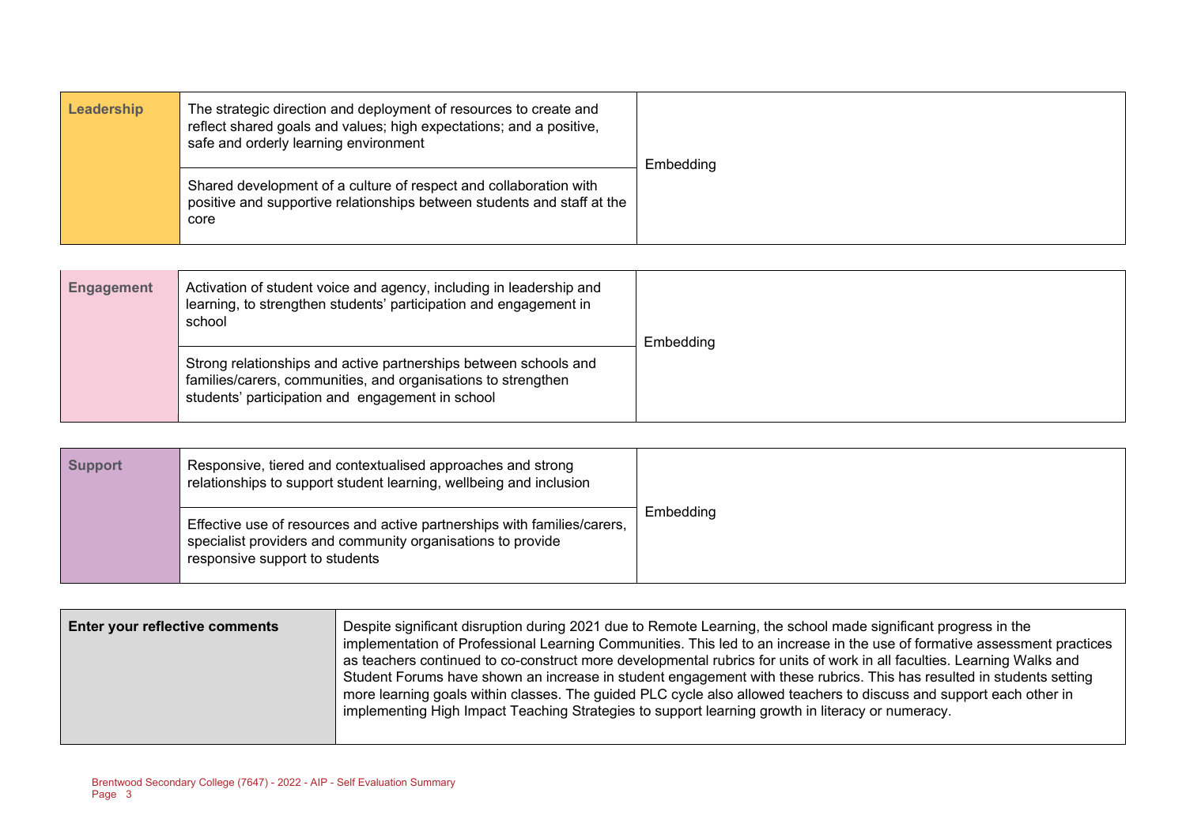| Leadership | The strategic direction and deployment of resources to create and reflect shared goals and values; high expectations; and a positive, safe and orderly learning environment | Embedding |
|---|---|---|
| | Shared development of a culture of respect and collaboration with positive and supportive relationships between students and staff at the core | |

| Engagement | Activation of student voice and agency, including in leadership and learning, to strengthen students' participation and engagement in school | Embedding |
|---|---|---|
| | Strong relationships and active partnerships between schools and families/carers, communities, and organisations to strengthen students' participation and engagement in school | |

| Support | Responsive, tiered and contextualised approaches and strong relationships to support student learning, wellbeing and inclusion | Embedding |
|---|---|---|
| | Effective use of resources and active partnerships with families/carers, specialist providers and community organisations to provide responsive support to students | |

| Enter your reflective comments | Despite significant disruption during 2021 due to Remote Learning, the school made significant progress in the implementation of Professional Learning Communities. This led to an increase in the use of formative assessment practices as teachers continued to co-construct more developmental rubrics for units of work in all faculties. Learning Walks and Student Forums have shown an increase in student engagement with these rubrics. This has resulted in students setting more learning goals within classes. The guided PLC cycle also allowed teachers to discuss and support each other in implementing High Impact Teaching Strategies to support learning growth in literacy or numeracy. |
|---|---|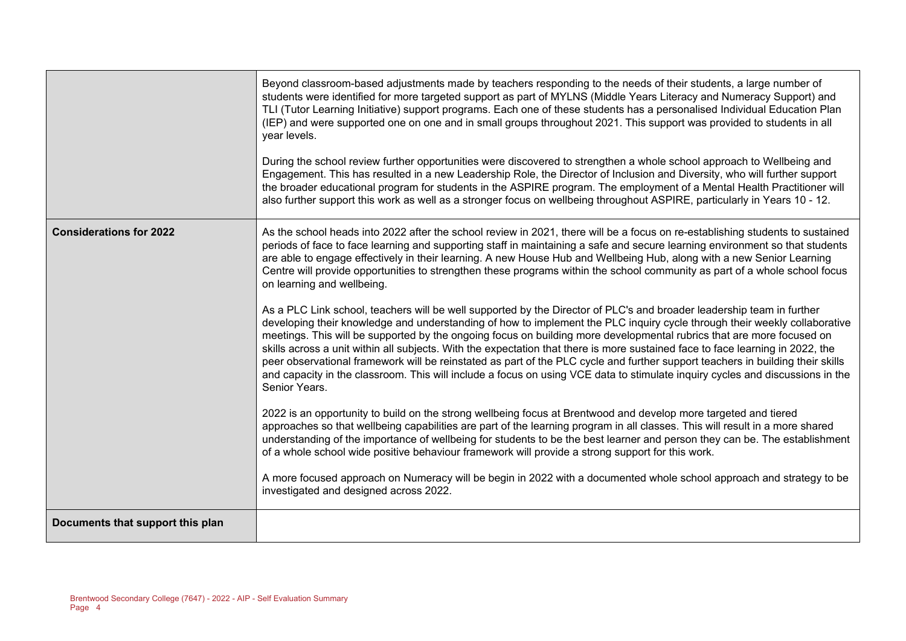| | |
|---|---|
| | Beyond classroom-based adjustments made by teachers responding to the needs of their students, a large number of students were identified for more targeted support as part of MYLNS (Middle Years Literacy and Numeracy Support) and TLI (Tutor Learning Initiative) support programs. Each one of these students has a personalised Individual Education Plan (IEP) and were supported one on one and in small groups throughout 2021. This support was provided to students in all year levels.<br><br>During the school review further opportunities were discovered to strengthen a whole school approach to Wellbeing and Engagement. This has resulted in a new Leadership Role, the Director of Inclusion and Diversity, who will further support the broader educational program for students in the ASPIRE program. The employment of a Mental Health Practitioner will also further support this work as well as a stronger focus on wellbeing throughout ASPIRE, particularly in Years 10 - 12. |
| **Considerations for 2022** | As the school heads into 2022 after the school review in 2021, there will be a focus on re-establishing students to sustained periods of face to face learning and supporting staff in maintaining a safe and secure learning environment so that students are able to engage effectively in their learning. A new House Hub and Wellbeing Hub, along with a new Senior Learning Centre will provide opportunities to strengthen these programs within the school community as part of a whole school focus on learning and wellbeing.<br><br>As a PLC Link school, teachers will be well supported by the Director of PLC's and broader leadership team in further developing their knowledge and understanding of how to implement the PLC inquiry cycle through their weekly collaborative meetings. This will be supported by the ongoing focus on building more developmental rubrics that are more focused on skills across a unit within all subjects. With the expectation that there is more sustained face to face learning in 2022, the peer observational framework will be reinstated as part of the PLC cycle and further support teachers in building their skills and capacity in the classroom. This will include a focus on using VCE data to stimulate inquiry cycles and discussions in the Senior Years.<br><br>2022 is an opportunity to build on the strong wellbeing focus at Brentwood and develop more targeted and tiered approaches so that wellbeing capabilities are part of the learning program in all classes. This will result in a more shared understanding of the importance of wellbeing for students to be the best learner and person they can be. The establishment of a whole school wide positive behaviour framework will provide a strong support for this work.<br><br>A more focused approach on Numeracy will be begin in 2022 with a documented whole school approach and strategy to be investigated and designed across 2022. |
| **Documents that support this plan** | |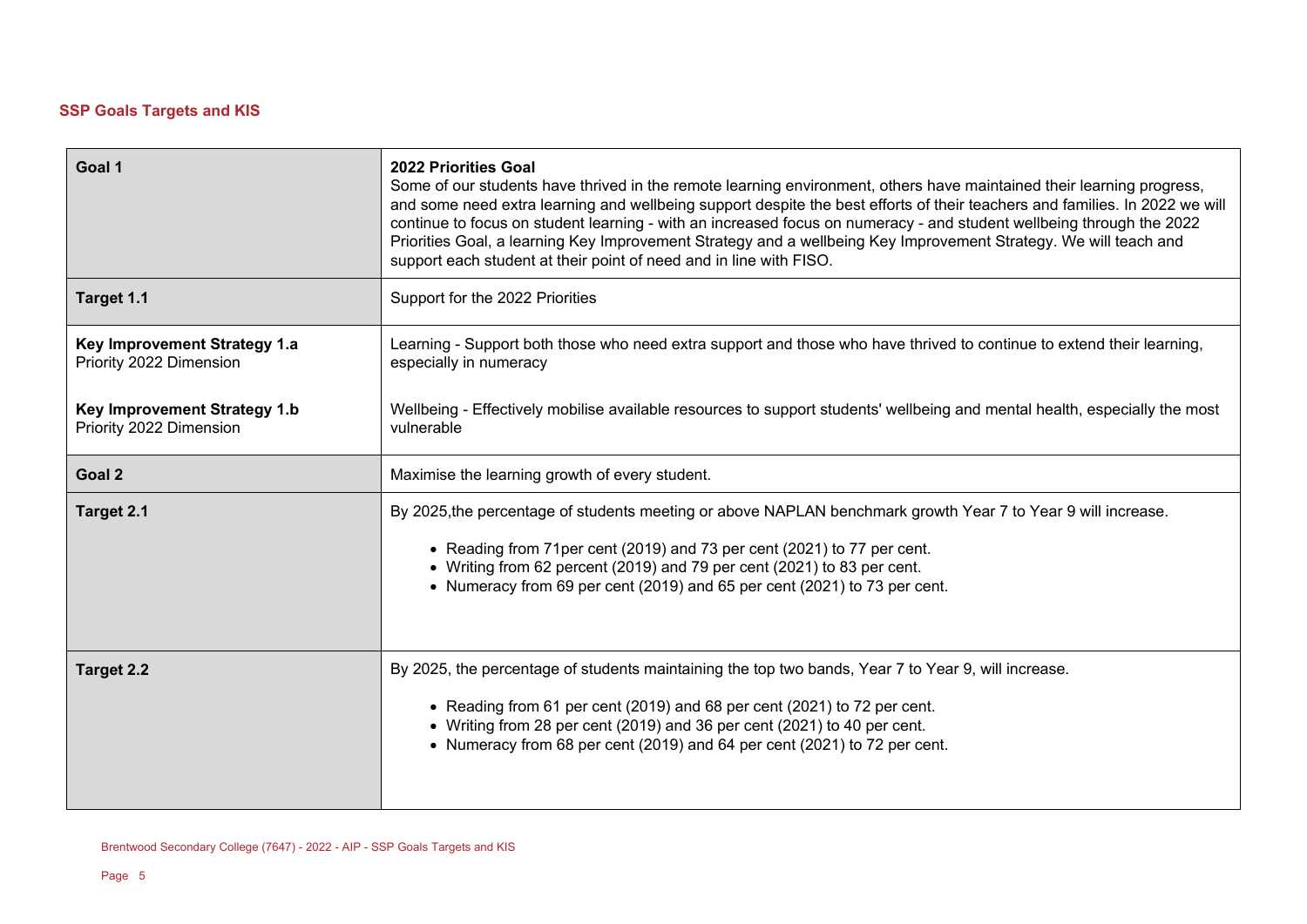## SSP Goals Targets and KIS

| | |
|---|---|
| **Goal 1** | **2022 Priorities Goal**<br>Some of our students have thrived in the remote learning environment, others have maintained their learning progress, and some need extra learning and wellbeing support despite the best efforts of their teachers and families. In 2022 we will continue to focus on student learning - with an increased focus on numeracy - and student wellbeing through the 2022 Priorities Goal, a learning Key Improvement Strategy and a wellbeing Key Improvement Strategy. We will teach and support each student at their point of need and in line with FISO. |
| **Target 1.1** | Support for the 2022 Priorities |
| **Key Improvement Strategy 1.a**<br>Priority 2022 Dimension | Learning - Support both those who need extra support and those who have thrived to continue to extend their learning, especially in numeracy |
| **Key Improvement Strategy 1.b**<br>Priority 2022 Dimension | Wellbeing - Effectively mobilise available resources to support students' wellbeing and mental health, especially the most vulnerable |
| **Goal 2** | Maximise the learning growth of every student. |
| **Target 2.1** | By 2025,the percentage of students meeting or above NAPLAN benchmark growth Year 7 to Year 9 will increase.<br>• Reading from 71per cent (2019) and 73 per cent (2021) to 77 per cent.<br>• Writing from 62 percent (2019) and 79 per cent (2021) to 83 per cent.<br>• Numeracy from 69 per cent (2019) and 65 per cent (2021) to 73 per cent. |
| **Target 2.2** | By 2025, the percentage of students maintaining the top two bands, Year 7 to Year 9, will increase.<br>• Reading from 61 per cent (2019) and 68 per cent (2021) to 72 per cent.<br>• Writing from 28 per cent (2019) and 36 per cent (2021) to 40 per cent.<br>• Numeracy from 68 per cent (2019) and 64 per cent (2021) to 72 per cent. |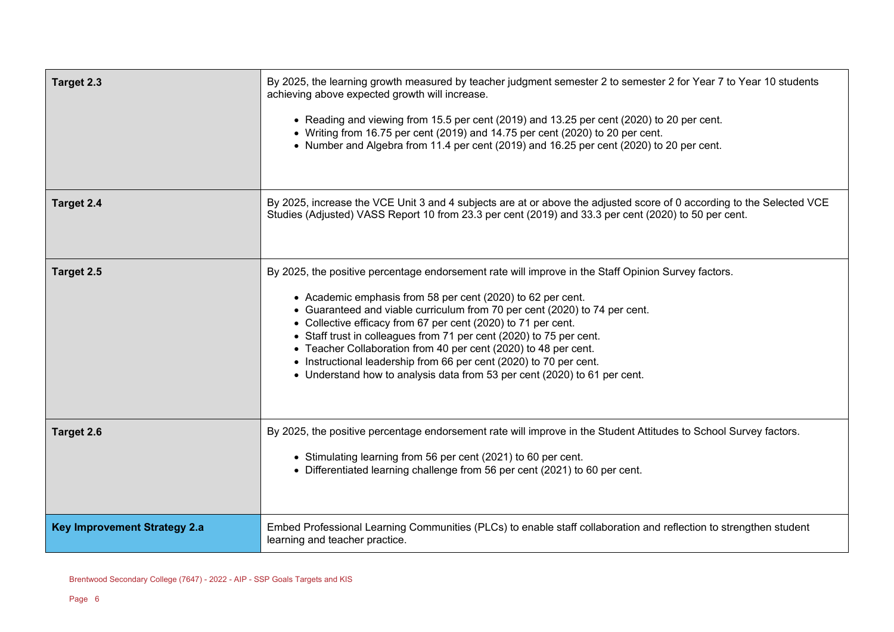| | |
|---|---|
| **Target 2.3** | By 2025, the learning growth measured by teacher judgment semester 2 to semester 2 for Year 7 to Year 10 students achieving above expected growth will increase.<br><br>• Reading and viewing from 15.5 per cent (2019) and 13.25 per cent (2020) to 20 per cent.<br>• Writing from 16.75 per cent (2019) and 14.75 per cent (2020) to 20 per cent.<br>• Number and Algebra from 11.4 per cent (2019) and 16.25 per cent (2020) to 20 per cent. |
| **Target 2.4** | By 2025, increase the VCE Unit 3 and 4 subjects are at or above the adjusted score of 0 according to the Selected VCE Studies (Adjusted) VASS Report 10 from 23.3 per cent (2019) and 33.3 per cent (2020) to 50 per cent. |
| **Target 2.5** | By 2025, the positive percentage endorsement rate will improve in the Staff Opinion Survey factors.<br><br>• Academic emphasis from 58 per cent (2020) to 62 per cent.<br>• Guaranteed and viable curriculum from 70 per cent (2020) to 74 per cent.<br>• Collective efficacy from 67 per cent (2020) to 71 per cent.<br>• Staff trust in colleagues from 71 per cent (2020) to 75 per cent.<br>• Teacher Collaboration from 40 per cent (2020) to 48 per cent.<br>• Instructional leadership from 66 per cent (2020) to 70 per cent.<br>• Understand how to analysis data from 53 per cent (2020) to 61 per cent. |
| **Target 2.6** | By 2025, the positive percentage endorsement rate will improve in the Student Attitudes to School Survey factors.<br><br>• Stimulating learning from 56 per cent (2021) to 60 per cent.<br>• Differentiated learning challenge from 56 per cent (2021) to 60 per cent. |
| **Key Improvement Strategy 2.a** | Embed Professional Learning Communities (PLCs) to enable staff collaboration and reflection to strengthen student learning and teacher practice. |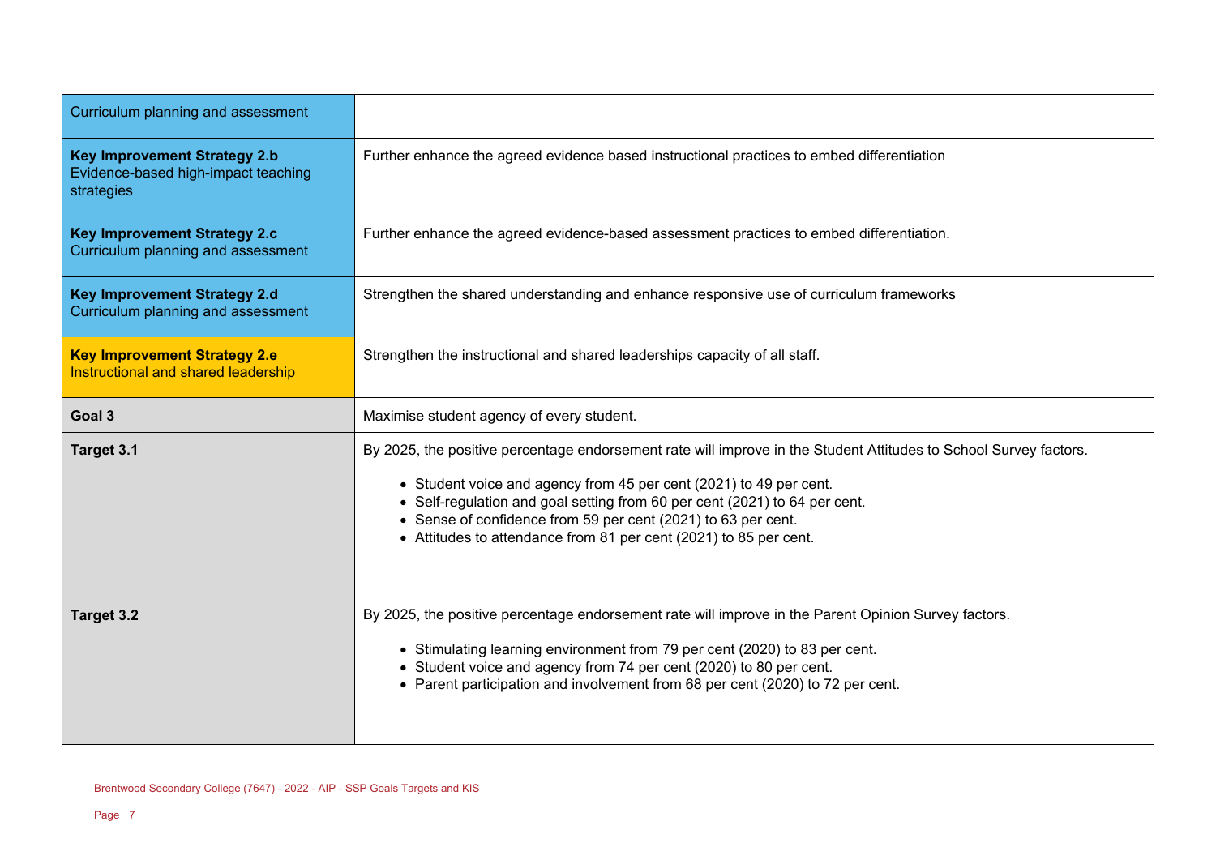| | |
|---|---|
| Curriculum planning and assessment | |
| **Key Improvement Strategy 2.b** Evidence-based high-impact teaching strategies | Further enhance the agreed evidence based instructional practices to embed differentiation |
| **Key Improvement Strategy 2.c** Curriculum planning and assessment | Further enhance the agreed evidence-based assessment practices to embed differentiation. |
| **Key Improvement Strategy 2.d** Curriculum planning and assessment | Strengthen the shared understanding and enhance responsive use of curriculum frameworks |
| **Key Improvement Strategy 2.e** Instructional and shared leadership | Strengthen the instructional and shared leaderships capacity of all staff. |
| **Goal 3** | Maximise student agency of every student. |
| **Target 3.1** | By 2025, the positive percentage endorsement rate will improve in the Student Attitudes to School Survey factors.<br><br>• Student voice and agency from 45 per cent (2021) to 49 per cent.<br>• Self-regulation and goal setting from 60 per cent (2021) to 64 per cent.<br>• Sense of confidence from 59 per cent (2021) to 63 per cent.<br>• Attitudes to attendance from 81 per cent (2021) to 85 per cent. |
| **Target 3.2** | By 2025, the positive percentage endorsement rate will improve in the Parent Opinion Survey factors.<br><br>• Stimulating learning environment from 79 per cent (2020) to 83 per cent.<br>• Student voice and agency from 74 per cent (2020) to 80 per cent.<br>• Parent participation and involvement from 68 per cent (2020) to 72 per cent. |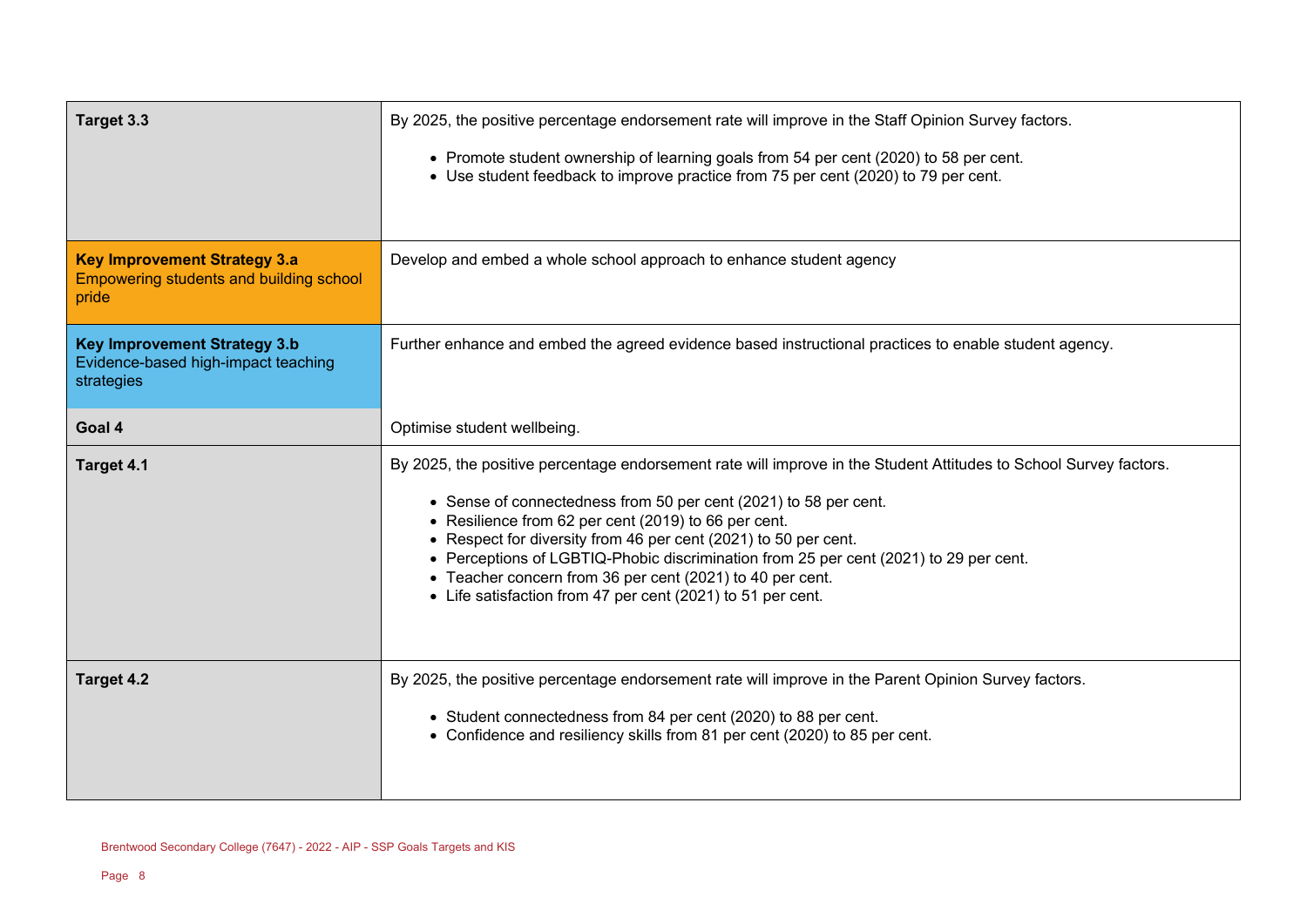| | |
|---|---|
| **Target 3.3** | By 2025, the positive percentage endorsement rate will improve in the Staff Opinion Survey factors.<br><br>• Promote student ownership of learning goals from 54 per cent (2020) to 58 per cent.<br>• Use student feedback to improve practice from 75 per cent (2020) to 79 per cent. |
| **Key Improvement Strategy 3.a**<br>Empowering students and building school pride | Develop and embed a whole school approach to enhance student agency |
| **Key Improvement Strategy 3.b**<br>Evidence-based high-impact teaching strategies | Further enhance and embed the agreed evidence based instructional practices to enable student agency. |
| **Goal 4** | Optimise student wellbeing. |
| **Target 4.1** | By 2025, the positive percentage endorsement rate will improve in the Student Attitudes to School Survey factors.<br><br>• Sense of connectedness from 50 per cent (2021) to 58 per cent.<br>• Resilience from 62 per cent (2019) to 66 per cent.<br>• Respect for diversity from 46 per cent (2021) to 50 per cent.<br>• Perceptions of LGBTIQ-Phobic discrimination from 25 per cent (2021) to 29 per cent.<br>• Teacher concern from 36 per cent (2021) to 40 per cent.<br>• Life satisfaction from 47 per cent (2021) to 51 per cent. |
| **Target 4.2** | By 2025, the positive percentage endorsement rate will improve in the Parent Opinion Survey factors.<br><br>• Student connectedness from 84 per cent (2020) to 88 per cent.<br>• Confidence and resiliency skills from 81 per cent (2020) to 85 per cent. |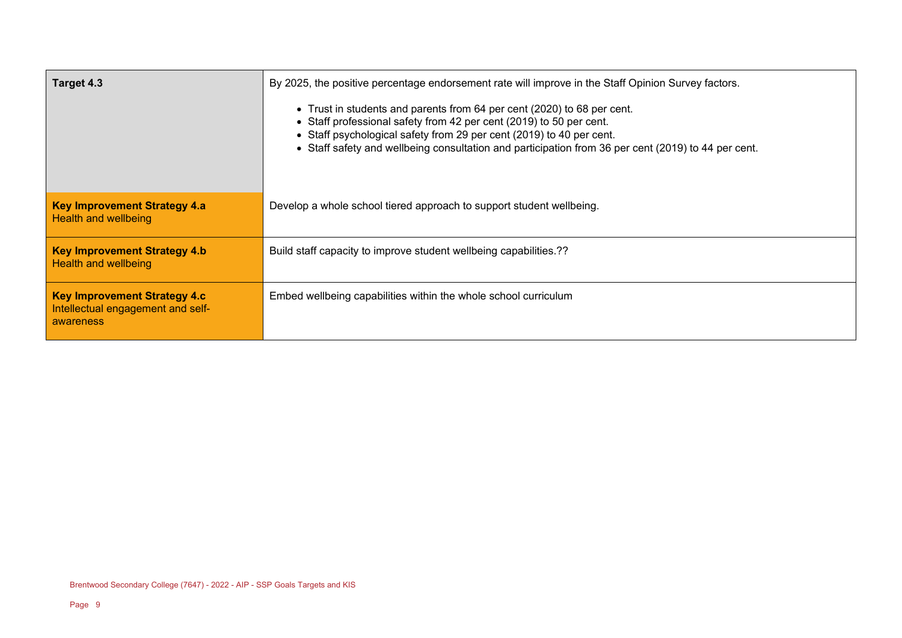| Target 4.3 | By 2025, the positive percentage endorsement rate will improve in the Staff Opinion Survey factors.<br><br>• Trust in students and parents from 64 per cent (2020) to 68 per cent.<br>• Staff professional safety from 42 per cent (2019) to 50 per cent.<br>• Staff psychological safety from 29 per cent (2019) to 40 per cent.<br>• Staff safety and wellbeing consultation and participation from 36 per cent (2019) to 44 per cent. |
|---|---|
| **Key Improvement Strategy 4.a**<br>Health and wellbeing | Develop a whole school tiered approach to support student wellbeing. |
| **Key Improvement Strategy 4.b**<br>Health and wellbeing | Build staff capacity to improve student wellbeing capabilities.?? |
| **Key Improvement Strategy 4.c**<br>Intellectual engagement and self-awareness | Embed wellbeing capabilities within the whole school curriculum |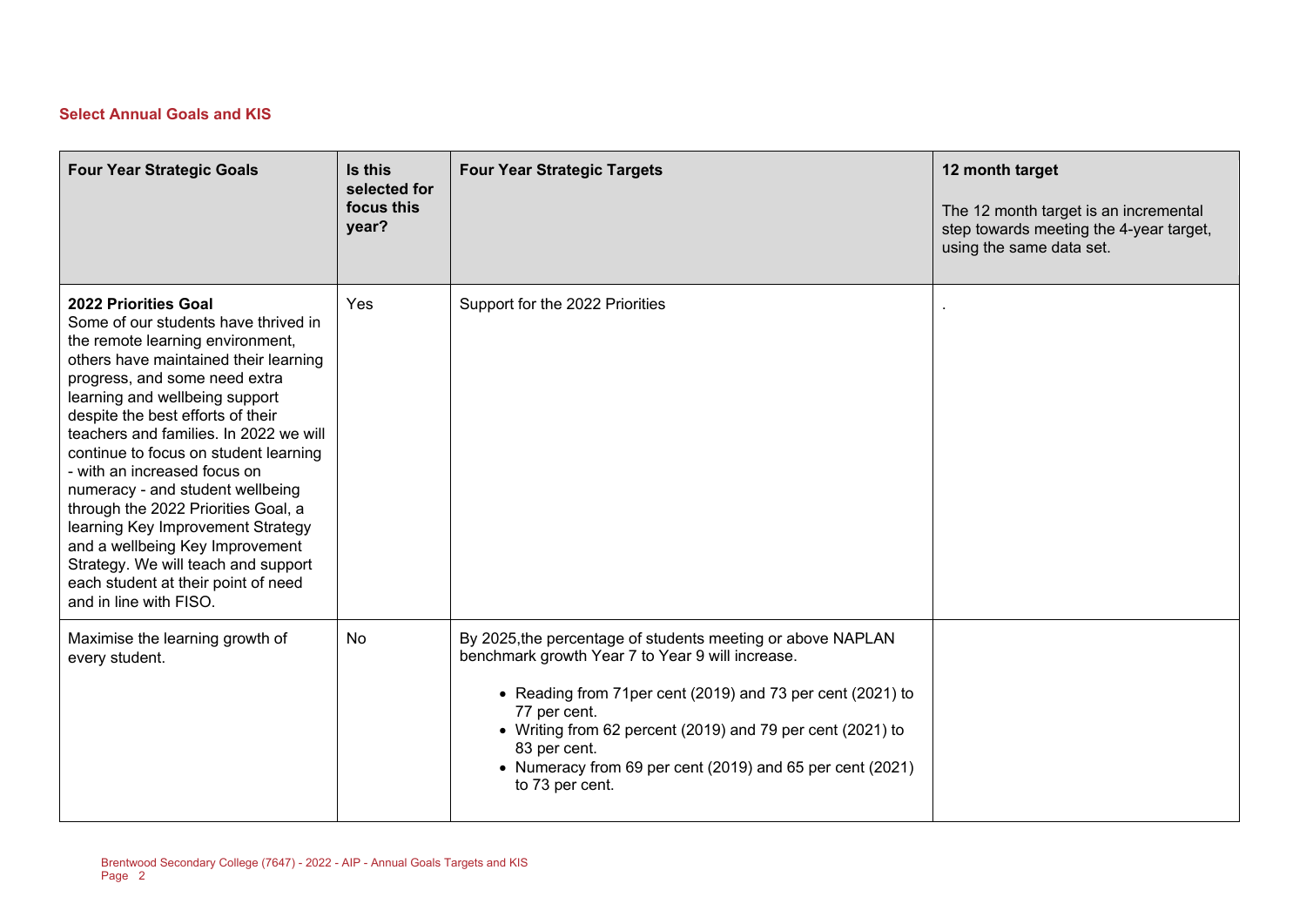### Select Annual Goals and KIS

| Four Year Strategic Goals | Is this selected for focus this year? | Four Year Strategic Targets | 12 month target<br><br>The 12 month target is an incremental step towards meeting the 4-year target, using the same data set. |
|---|---|---|---|
| **2022 Priorities Goal**<br>Some of our students have thrived in the remote learning environment, others have maintained their learning progress, and some need extra learning and wellbeing support despite the best efforts of their teachers and families. In 2022 we will continue to focus on student learning - with an increased focus on numeracy - and student wellbeing through the 2022 Priorities Goal, a learning Key Improvement Strategy and a wellbeing Key Improvement Strategy. We will teach and support each student at their point of need and in line with FISO. | Yes | Support for the 2022 Priorities | . |
| Maximise the learning growth of every student. | No | By 2025,the percentage of students meeting or above NAPLAN benchmark growth Year 7 to Year 9 will increase.<br><br>• Reading from 71per cent (2019) and 73 per cent (2021) to 77 per cent.<br>• Writing from 62 percent (2019) and 79 per cent (2021) to 83 per cent.<br>• Numeracy from 69 per cent (2019) and 65 per cent (2021) to 73 per cent. | |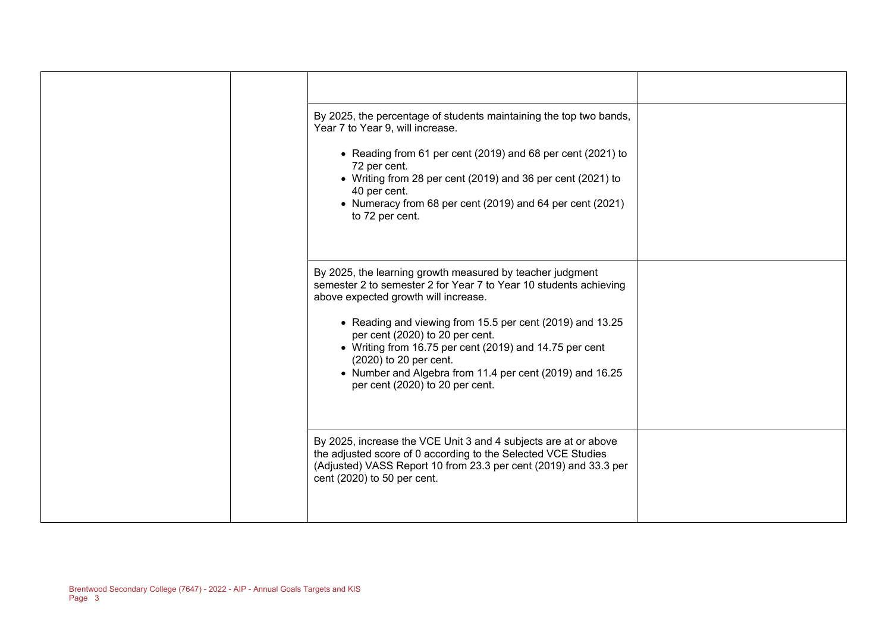| | | | |
|---|---|---|---|
| | | | |
| | | By 2025, the percentage of students maintaining the top two bands, Year 7 to Year 9, will increase.<br><br>• Reading from 61 per cent (2019) and 68 per cent (2021) to 72 per cent.<br>• Writing from 28 per cent (2019) and 36 per cent (2021) to 40 per cent.<br>• Numeracy from 68 per cent (2019) and 64 per cent (2021) to 72 per cent. | |
| | | By 2025, the learning growth measured by teacher judgment semester 2 to semester 2 for Year 7 to Year 10 students achieving above expected growth will increase.<br><br>• Reading and viewing from 15.5 per cent (2019) and 13.25 per cent (2020) to 20 per cent.<br>• Writing from 16.75 per cent (2019) and 14.75 per cent (2020) to 20 per cent.<br>• Number and Algebra from 11.4 per cent (2019) and 16.25 per cent (2020) to 20 per cent. | |
| | | By 2025, increase the VCE Unit 3 and 4 subjects are at or above the adjusted score of 0 according to the Selected VCE Studies (Adjusted) VASS Report 10 from 23.3 per cent (2019) and 33.3 per cent (2020) to 50 per cent. | |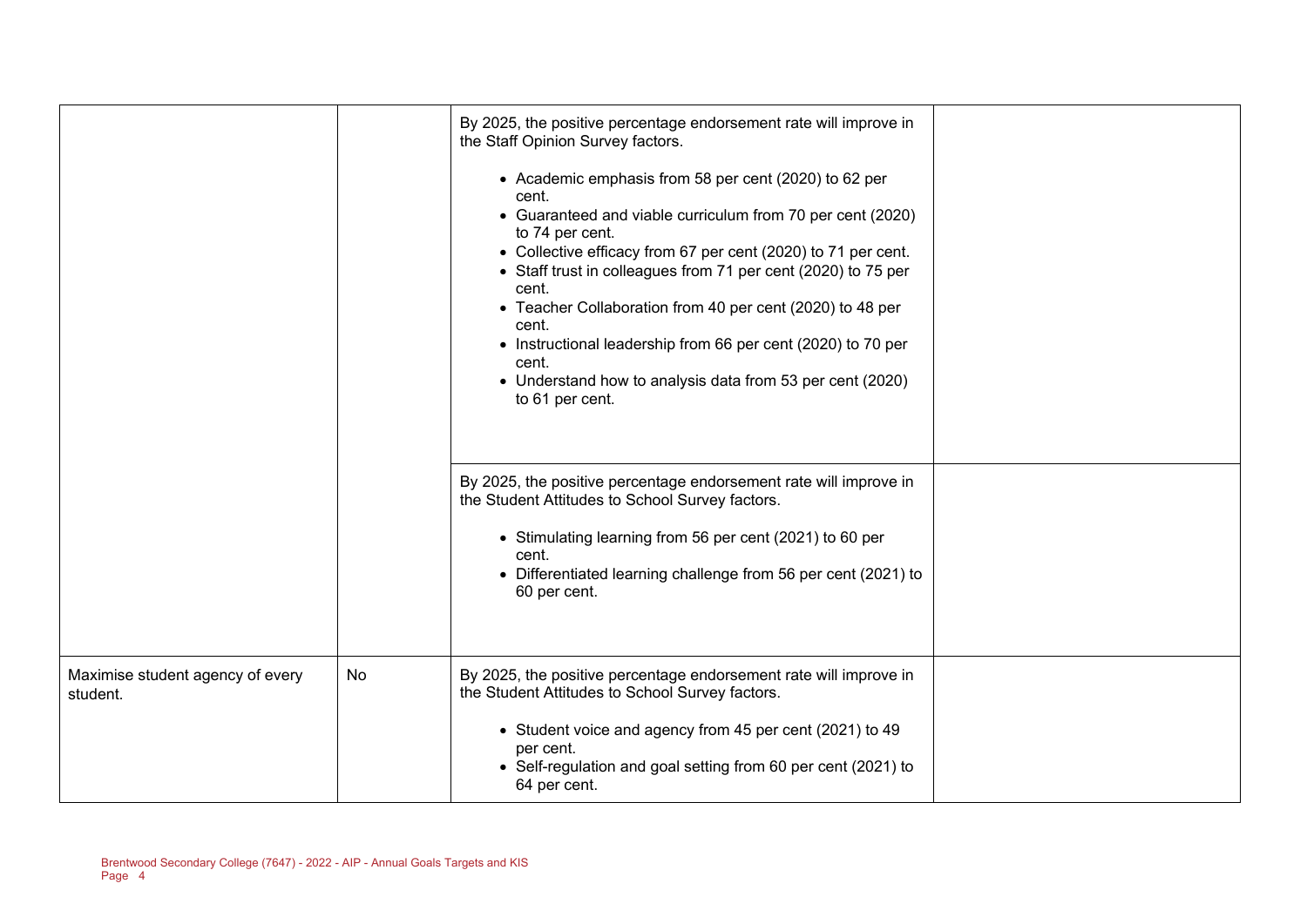| | | | |
|---|---|---|---|
| | | By 2025, the positive percentage endorsement rate will improve in the Staff Opinion Survey factors.<br><br>• Academic emphasis from 58 per cent (2020) to 62 per cent.<br>• Guaranteed and viable curriculum from 70 per cent (2020) to 74 per cent.<br>• Collective efficacy from 67 per cent (2020) to 71 per cent.<br>• Staff trust in colleagues from 71 per cent (2020) to 75 per cent.<br>• Teacher Collaboration from 40 per cent (2020) to 48 per cent.<br>• Instructional leadership from 66 per cent (2020) to 70 per cent.<br>• Understand how to analysis data from 53 per cent (2020) to 61 per cent. | |
| | | By 2025, the positive percentage endorsement rate will improve in the Student Attitudes to School Survey factors.<br><br>• Stimulating learning from 56 per cent (2021) to 60 per cent.<br>• Differentiated learning challenge from 56 per cent (2021) to 60 per cent. | |
| Maximise student agency of every student. | No | By 2025, the positive percentage endorsement rate will improve in the Student Attitudes to School Survey factors.<br><br>• Student voice and agency from 45 per cent (2021) to 49 per cent.<br>• Self-regulation and goal setting from 60 per cent (2021) to 64 per cent. | |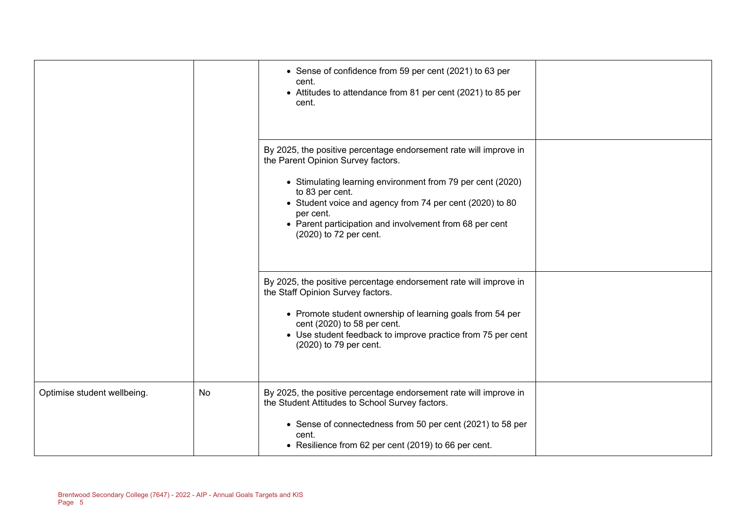| | | | |
|---|---|---|---|
| | | • Sense of confidence from 59 per cent (2021) to 63 per cent.<br>• Attitudes to attendance from 81 per cent (2021) to 85 per cent. | |
| | | By 2025, the positive percentage endorsement rate will improve in the Parent Opinion Survey factors.<br><br>• Stimulating learning environment from 79 per cent (2020) to 83 per cent.<br>• Student voice and agency from 74 per cent (2020) to 80 per cent.<br>• Parent participation and involvement from 68 per cent (2020) to 72 per cent. | |
| | | By 2025, the positive percentage endorsement rate will improve in the Staff Opinion Survey factors.<br><br>• Promote student ownership of learning goals from 54 per cent (2020) to 58 per cent.<br>• Use student feedback to improve practice from 75 per cent (2020) to 79 per cent. | |
| Optimise student wellbeing. | No | By 2025, the positive percentage endorsement rate will improve in the Student Attitudes to School Survey factors.<br><br>• Sense of connectedness from 50 per cent (2021) to 58 per cent.<br>• Resilience from 62 per cent (2019) to 66 per cent. | |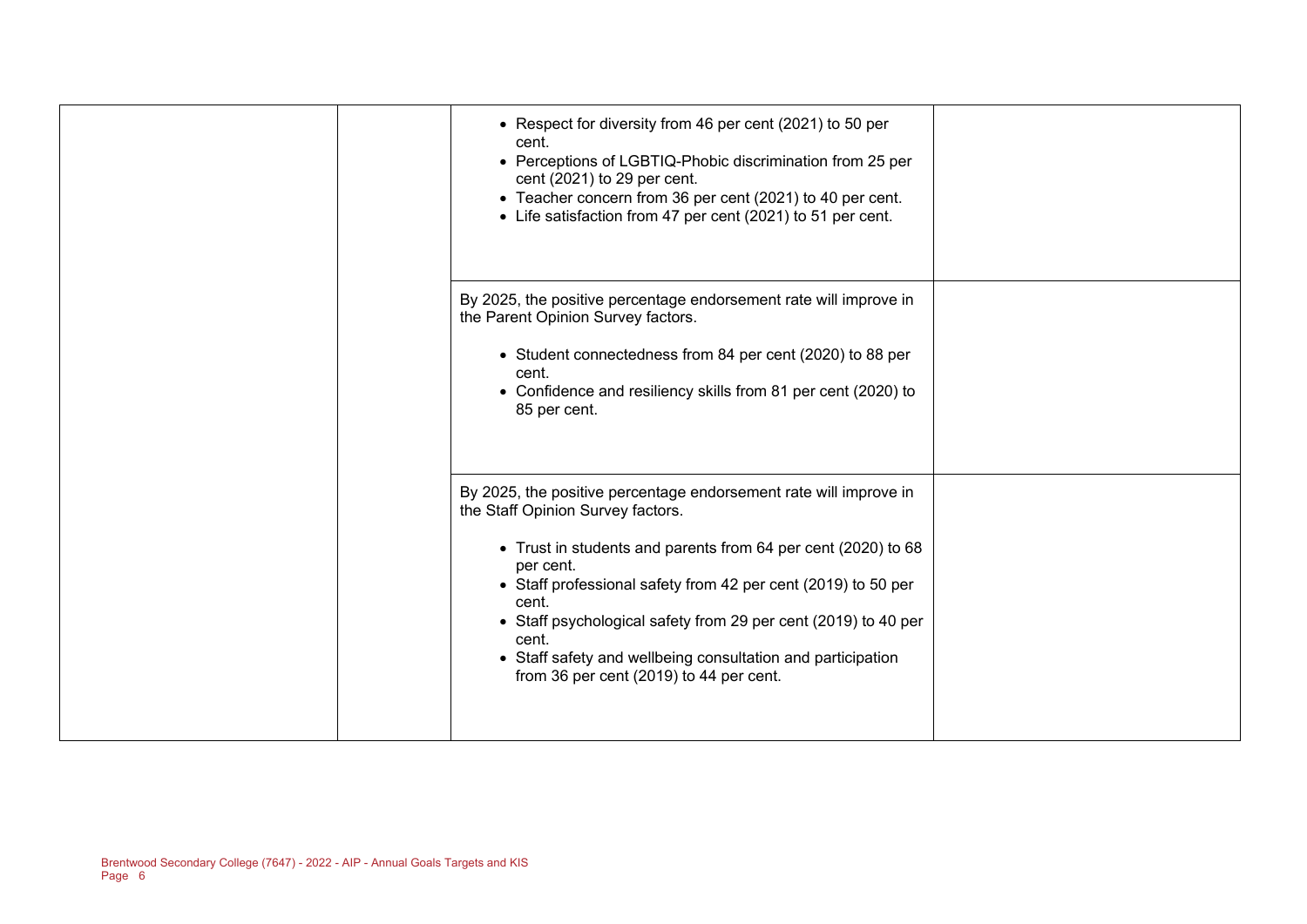| | | | |
|---|---|---|---|
| | | <ul><li>Respect for diversity from 46 per cent (2021) to 50 per cent.</li><li>Perceptions of LGBTIQ-Phobic discrimination from 25 per cent (2021) to 29 per cent.</li><li>Teacher concern from 36 per cent (2021) to 40 per cent.</li><li>Life satisfaction from 47 per cent (2021) to 51 per cent.</li></ul> | |
| | | By 2025, the positive percentage endorsement rate will improve in the Parent Opinion Survey factors.<ul><li>Student connectedness from 84 per cent (2020) to 88 per cent.</li><li>Confidence and resiliency skills from 81 per cent (2020) to 85 per cent.</li></ul> | |
| | | By 2025, the positive percentage endorsement rate will improve in the Staff Opinion Survey factors.<ul><li>Trust in students and parents from 64 per cent (2020) to 68 per cent.</li><li>Staff professional safety from 42 per cent (2019) to 50 per cent.</li><li>Staff psychological safety from 29 per cent (2019) to 40 per cent.</li><li>Staff safety and wellbeing consultation and participation from 36 per cent (2019) to 44 per cent.</li></ul> | |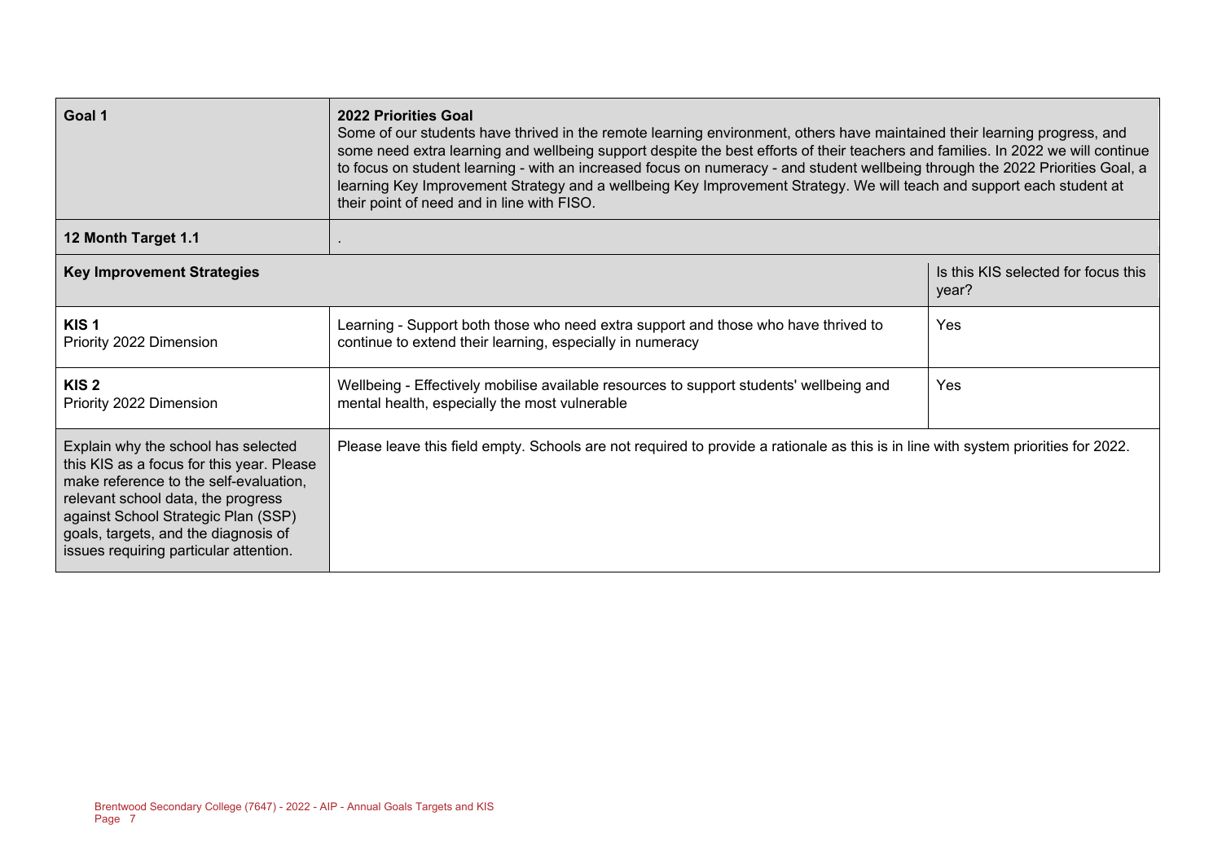| Goal 1 | **2022 Priorities Goal**<br>Some of our students have thrived in the remote learning environment, others have maintained their learning progress, and some need extra learning and wellbeing support despite the best efforts of their teachers and families. In 2022 we will continue to focus on student learning - with an increased focus on numeracy - and student wellbeing through the 2022 Priorities Goal, a learning Key Improvement Strategy and a wellbeing Key Improvement Strategy. We will teach and support each student at their point of need and in line with FISO. | |
|---|---|---|
| **12 Month Target 1.1** | . | |
| **Key Improvement Strategies** | | Is this KIS selected for focus this year? |
| **KIS 1**<br>Priority 2022 Dimension | Learning - Support both those who need extra support and those who have thrived to continue to extend their learning, especially in numeracy | Yes |
| **KIS 2**<br>Priority 2022 Dimension | Wellbeing - Effectively mobilise available resources to support students' wellbeing and mental health, especially the most vulnerable | Yes |
| Explain why the school has selected this KIS as a focus for this year. Please make reference to the self-evaluation, relevant school data, the progress against School Strategic Plan (SSP) goals, targets, and the diagnosis of issues requiring particular attention. | Please leave this field empty. Schools are not required to provide a rationale as this is in line with system priorities for 2022. | |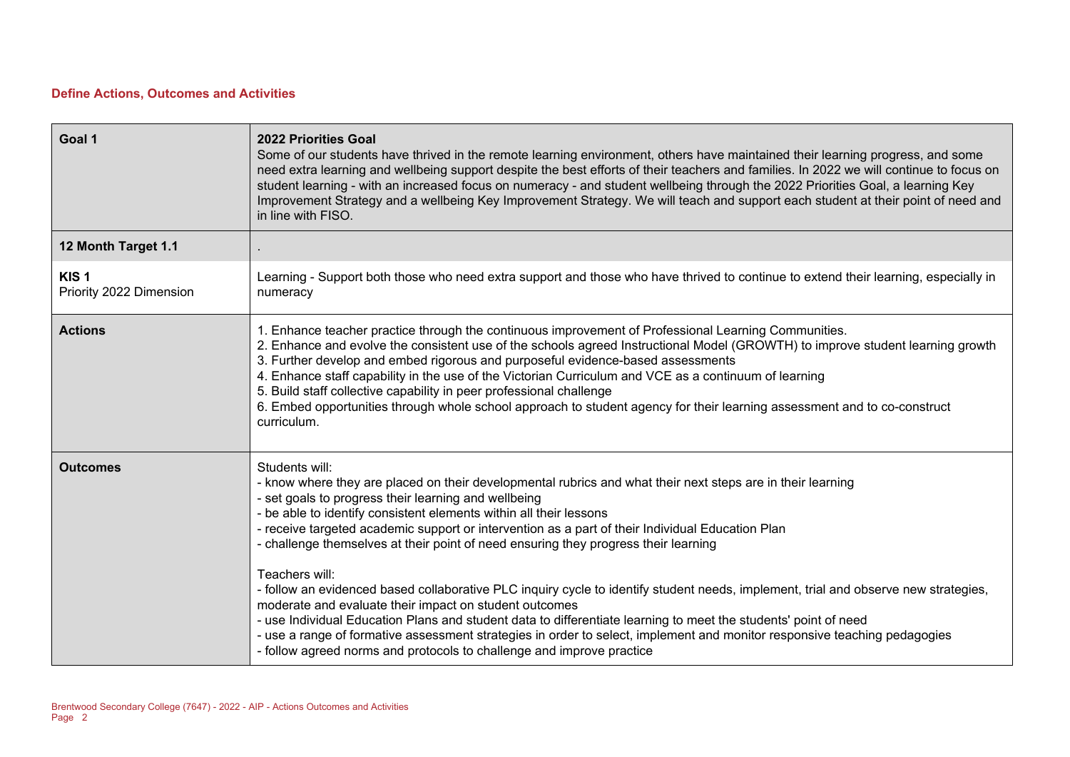### Define Actions, Outcomes and Activities

| Goal 1 | **2022 Priorities Goal**<br>Some of our students have thrived in the remote learning environment, others have maintained their learning progress, and some need extra learning and wellbeing support despite the best efforts of their teachers and families. In 2022 we will continue to focus on student learning - with an increased focus on numeracy - and student wellbeing through the 2022 Priorities Goal, a learning Key Improvement Strategy and a wellbeing Key Improvement Strategy. We will teach and support each student at their point of need and in line with FISO. |
|---|---|
| **12 Month Target 1.1** | . |
| **KIS 1**<br>Priority 2022 Dimension | Learning - Support both those who need extra support and those who have thrived to continue to extend their learning, especially in numeracy |
| **Actions** | 1. Enhance teacher practice through the continuous improvement of Professional Learning Communities.<br>2. Enhance and evolve the consistent use of the schools agreed Instructional Model (GROWTH) to improve student learning growth<br>3. Further develop and embed rigorous and purposeful evidence-based assessments<br>4. Enhance staff capability in the use of the Victorian Curriculum and VCE as a continuum of learning<br>5. Build staff collective capability in peer professional challenge<br>6. Embed opportunities through whole school approach to student agency for their learning assessment and to co-construct curriculum. |
| **Outcomes** | Students will:<br>- know where they are placed on their developmental rubrics and what their next steps are in their learning<br>- set goals to progress their learning and wellbeing<br>- be able to identify consistent elements within all their lessons<br>- receive targeted academic support or intervention as a part of their Individual Education Plan<br>- challenge themselves at their point of need ensuring they progress their learning<br><br>Teachers will:<br>- follow an evidenced based collaborative PLC inquiry cycle to identify student needs, implement, trial and observe new strategies, moderate and evaluate their impact on student outcomes<br>- use Individual Education Plans and student data to differentiate learning to meet the students' point of need<br>- use a range of formative assessment strategies in order to select, implement and monitor responsive teaching pedagogies<br>- follow agreed norms and protocols to challenge and improve practice |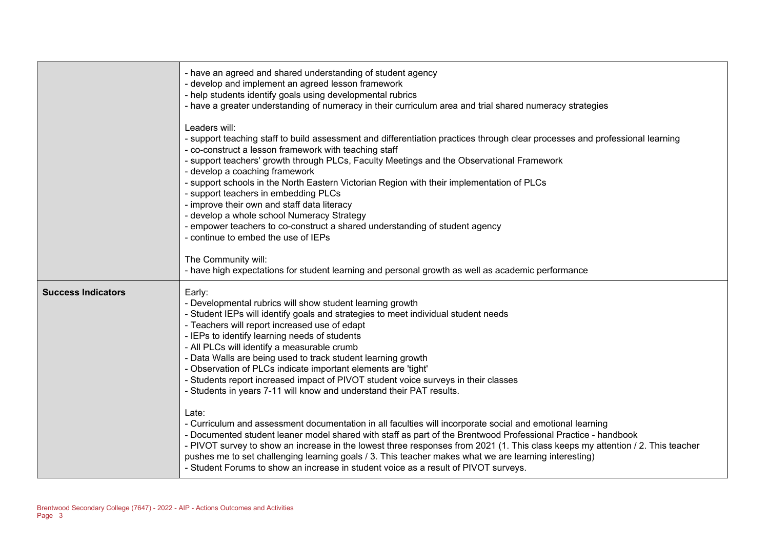| | |
|---|---|
| | - have an agreed and shared understanding of student agency<br>- develop and implement an agreed lesson framework<br>- help students identify goals using developmental rubrics<br>- have a greater understanding of numeracy in their curriculum area and trial shared numeracy strategies<br><br>Leaders will:<br>- support teaching staff to build assessment and differentiation practices through clear processes and professional learning<br>- co-construct a lesson framework with teaching staff<br>- support teachers' growth through PLCs, Faculty Meetings and the Observational Framework<br>- develop a coaching framework<br>- support schools in the North Eastern Victorian Region with their implementation of PLCs<br>- support teachers in embedding PLCs<br>- improve their own and staff data literacy<br>- develop a whole school Numeracy Strategy<br>- empower teachers to co-construct a shared understanding of student agency<br>- continue to embed the use of IEPs<br><br>The Community will:<br>- have high expectations for student learning and personal growth as well as academic performance |
| **Success Indicators** | Early:<br>- Developmental rubrics will show student learning growth<br>- Student IEPs will identify goals and strategies to meet individual student needs<br>- Teachers will report increased use of edapt<br>- IEPs to identify learning needs of students<br>- All PLCs will identify a measurable crumb<br>- Data Walls are being used to track student learning growth<br>- Observation of PLCs indicate important elements are 'tight'<br>- Students report increased impact of PIVOT student voice surveys in their classes<br>- Students in years 7-11 will know and understand their PAT results.<br><br>Late:<br>- Curriculum and assessment documentation in all faculties will incorporate social and emotional learning<br>- Documented student leaner model shared with staff as part of the Brentwood Professional Practice - handbook<br>- PIVOT survey to show an increase in the lowest three responses from 2021 (1. This class keeps my attention / 2. This teacher pushes me to set challenging learning goals / 3. This teacher makes what we are learning interesting)<br>- Student Forums to show an increase in student voice as a result of PIVOT surveys. |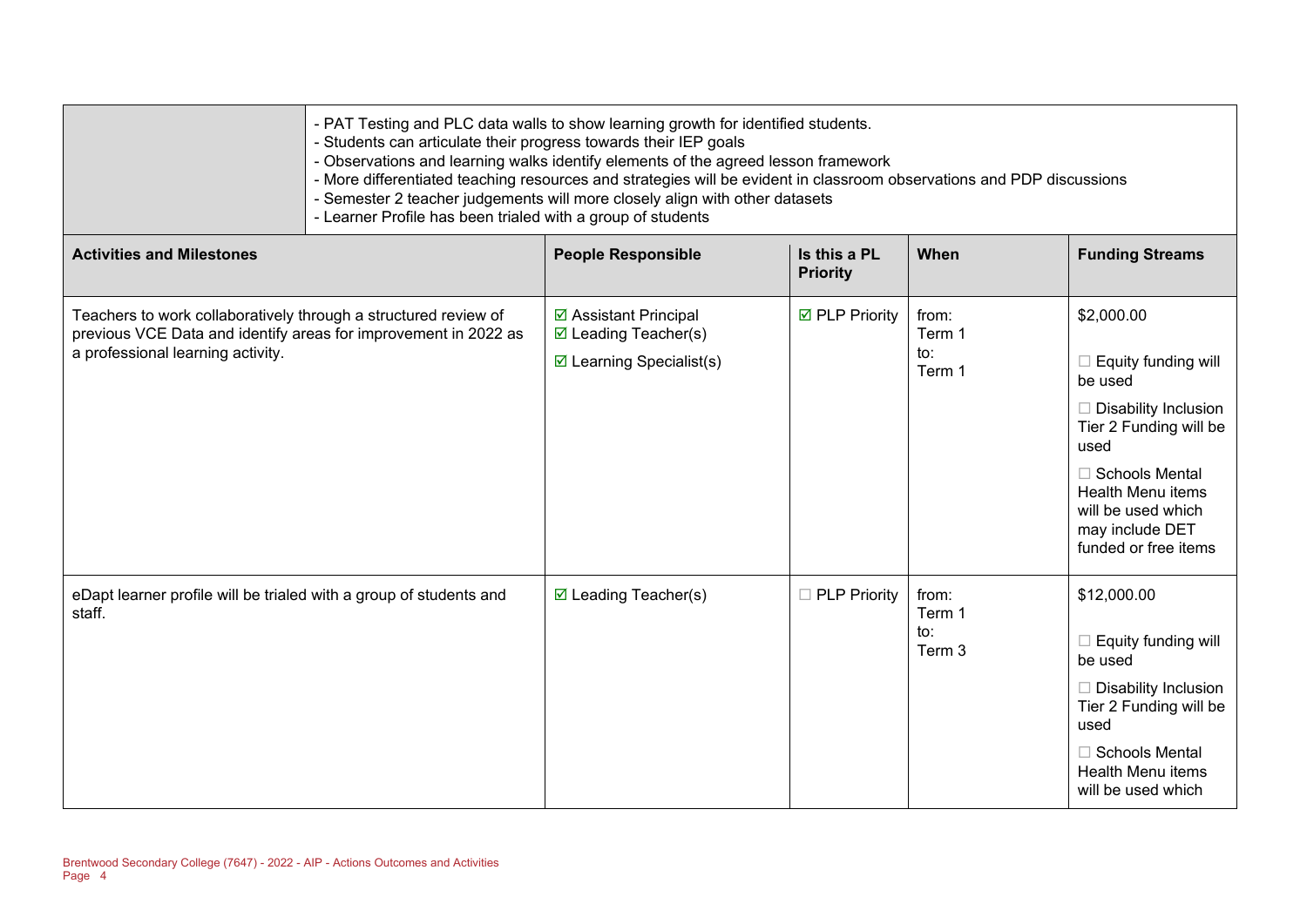| | |
|---|---|
| | - PAT Testing and PLC data walls to show learning growth for identified students.<br>- Students can articulate their progress towards their IEP goals<br>- Observations and learning walks identify elements of the agreed lesson framework<br>- More differentiated teaching resources and strategies will be evident in classroom observations and PDP discussions<br>- Semester 2 teacher judgements will more closely align with other datasets<br>- Learner Profile has been trialed with a group of students |

| Activities and Milestones | People Responsible | Is this a PL Priority | When | Funding Streams |
|---|---|---|---|---|
| Teachers to work collaboratively through a structured review of previous VCE Data and identify areas for improvement in 2022 as a professional learning activity. | ☑ Assistant Principal<br>☑ Leading Teacher(s)<br>☑ Learning Specialist(s) | ☑ PLP Priority | from:<br>Term 1<br>to:<br>Term 1 | $2,000.00<br>☐ Equity funding will be used<br>☐ Disability Inclusion Tier 2 Funding will be used<br>☐ Schools Mental Health Menu items will be used which may include DET funded or free items |
| eDapt learner profile will be trialed with a group of students and staff. | ☑ Leading Teacher(s) | ☐ PLP Priority | from:<br>Term 1<br>to:<br>Term 3 | $12,000.00<br>☐ Equity funding will be used<br>☐ Disability Inclusion Tier 2 Funding will be used<br>☐ Schools Mental Health Menu items will be used which |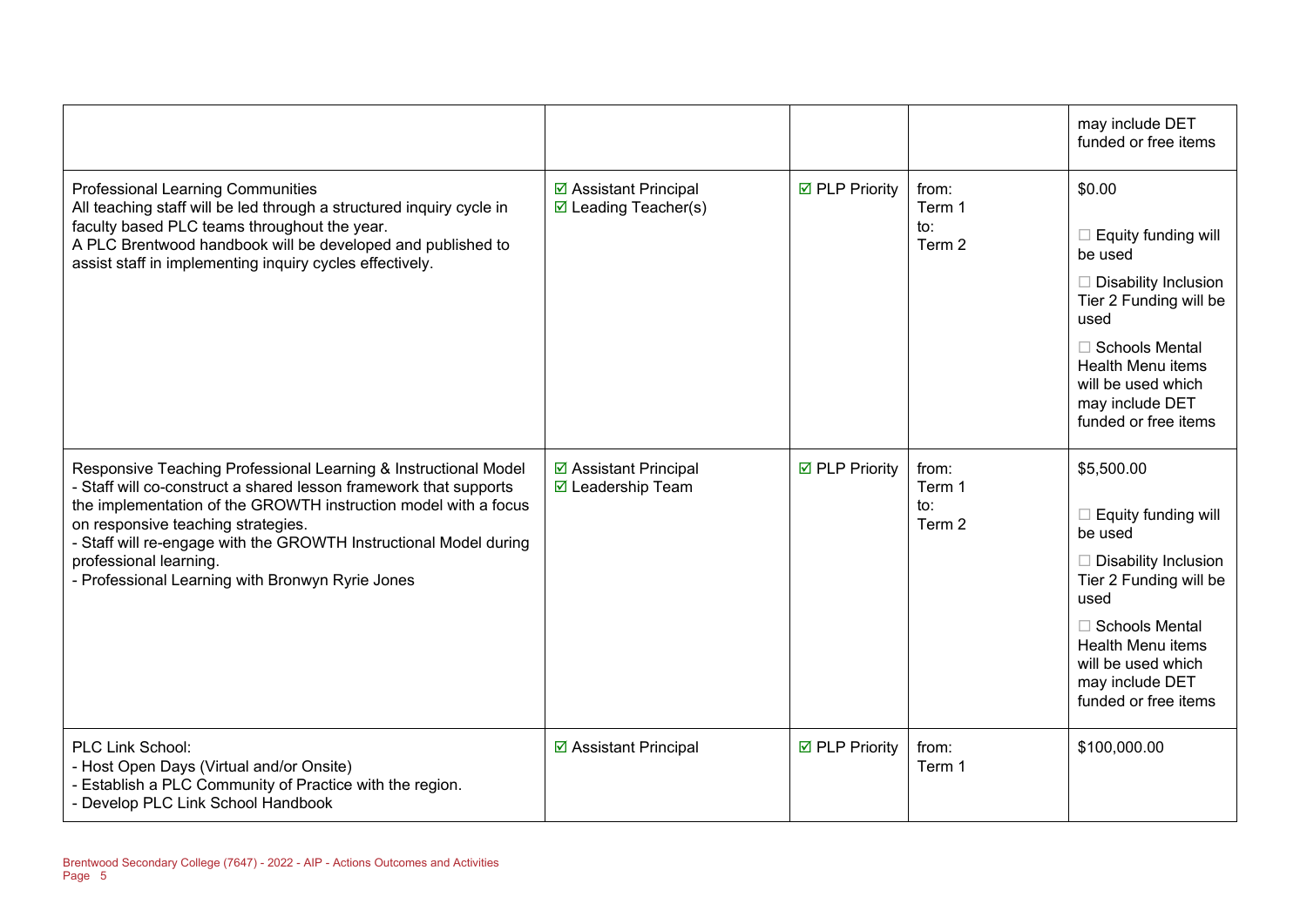| | | | | |
|---|---|---|---|---|
| | | | | may include DET funded or free items |
| Professional Learning Communities<br>All teaching staff will be led through a structured inquiry cycle in faculty based PLC teams throughout the year.<br>A PLC Brentwood handbook will be developed and published to assist staff in implementing inquiry cycles effectively. | ☑ Assistant Principal<br>☑ Leading Teacher(s) | ☑ PLP Priority | from:<br>Term 1<br>to:<br>Term 2 | $0.00<br><br>☐ Equity funding will be used<br><br>☐ Disability Inclusion Tier 2 Funding will be used<br><br>☐ Schools Mental Health Menu items will be used which may include DET funded or free items |
| Responsive Teaching Professional Learning & Instructional Model<br>- Staff will co-construct a shared lesson framework that supports the implementation of the GROWTH instruction model with a focus on responsive teaching strategies.<br>- Staff will re-engage with the GROWTH Instructional Model during professional learning.<br>- Professional Learning with Bronwyn Ryrie Jones | ☑ Assistant Principal<br>☑ Leadership Team | ☑ PLP Priority | from:<br>Term 1<br>to:<br>Term 2 | $5,500.00<br><br>☐ Equity funding will be used<br><br>☐ Disability Inclusion Tier 2 Funding will be used<br><br>☐ Schools Mental Health Menu items will be used which may include DET funded or free items |
| PLC Link School:<br>- Host Open Days (Virtual and/or Onsite)<br>- Establish a PLC Community of Practice with the region.<br>- Develop PLC Link School Handbook | ☑ Assistant Principal | ☑ PLP Priority | from:<br>Term 1 | $100,000.00 |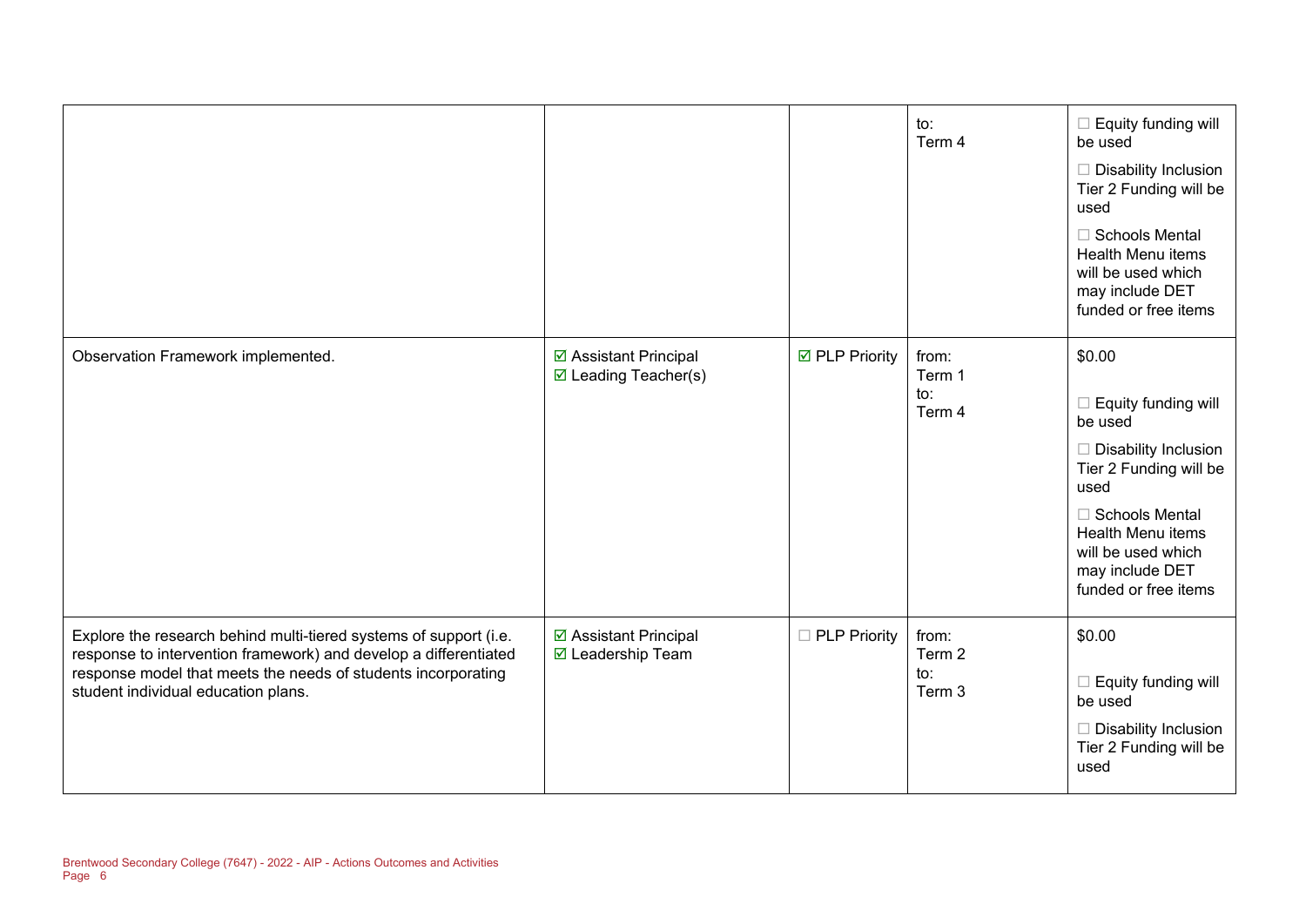| | | | | |
|---|---|---|---|---|
| | | | to:<br>Term 4 | ☐ Equity funding will be used<br>☐ Disability Inclusion Tier 2 Funding will be used<br>☐ Schools Mental Health Menu items will be used which may include DET funded or free items |
| Observation Framework implemented. | ☑ Assistant Principal<br>☑ Leading Teacher(s) | ☑ PLP Priority | from:<br>Term 1<br>to:<br>Term 4 | $0.00<br>☐ Equity funding will be used<br>☐ Disability Inclusion Tier 2 Funding will be used<br>☐ Schools Mental Health Menu items will be used which may include DET funded or free items |
| Explore the research behind multi-tiered systems of support (i.e. response to intervention framework) and develop a differentiated response model that meets the needs of students incorporating student individual education plans. | ☑ Assistant Principal<br>☑ Leadership Team | ☐ PLP Priority | from:<br>Term 2<br>to:<br>Term 3 | $0.00<br>☐ Equity funding will be used<br>☐ Disability Inclusion Tier 2 Funding will be used |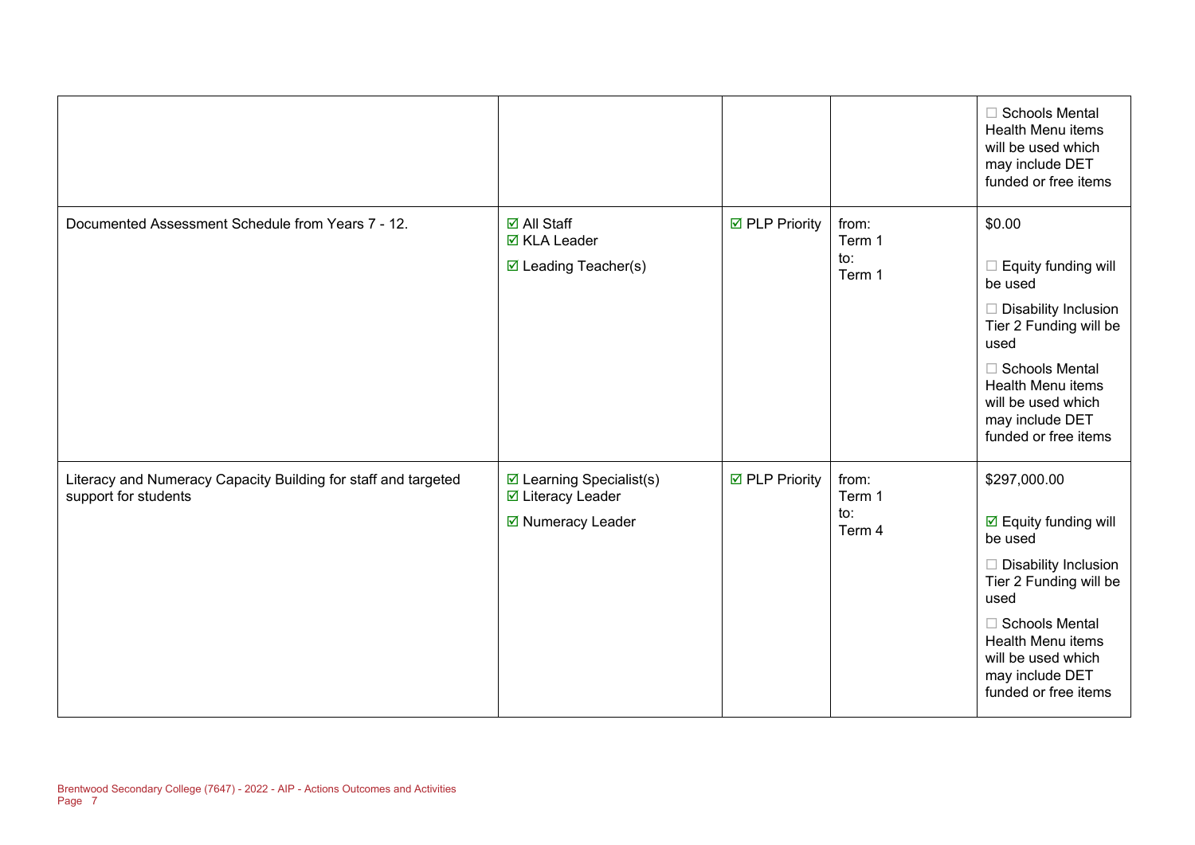| | | | | |
|---|---|---|---|---|
| | | | | ☐ Schools Mental Health Menu items will be used which may include DET funded or free items |
| Documented Assessment Schedule from Years 7 - 12. | ☑ All Staff<br>☑ KLA Leader<br>☑ Leading Teacher(s) | ☑ PLP Priority | from:<br>Term 1<br>to:<br>Term 1 | $0.00<br><br>☐ Equity funding will be used<br><br>☐ Disability Inclusion Tier 2 Funding will be used<br><br>☐ Schools Mental Health Menu items will be used which may include DET funded or free items |
| Literacy and Numeracy Capacity Building for staff and targeted support for students | ☑ Learning Specialist(s)<br>☑ Literacy Leader<br>☑ Numeracy Leader | ☑ PLP Priority | from:<br>Term 1<br>to:<br>Term 4 | $297,000.00<br><br>☑ Equity funding will be used<br><br>☐ Disability Inclusion Tier 2 Funding will be used<br><br>☐ Schools Mental Health Menu items will be used which may include DET funded or free items |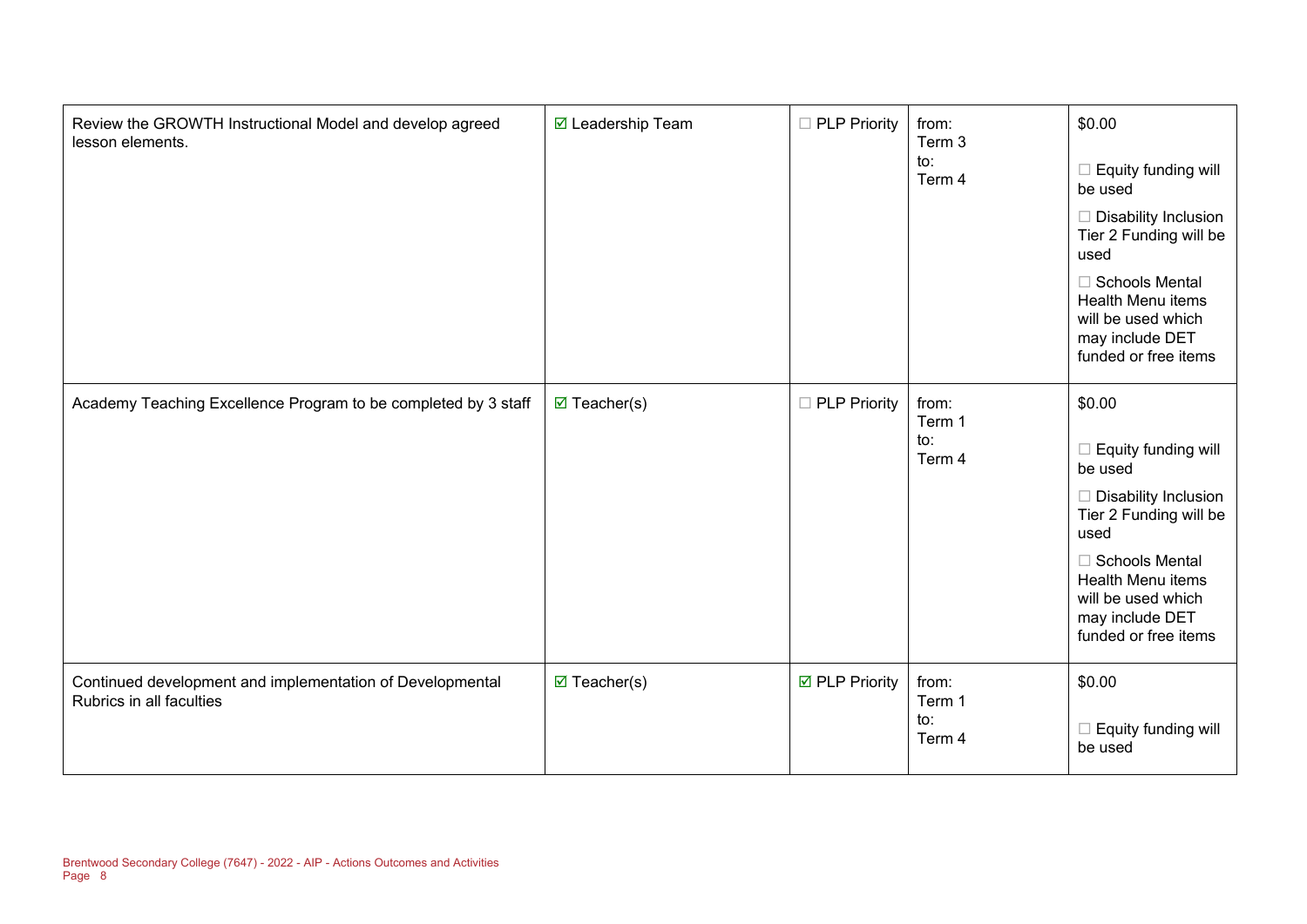| | | | | |
|---|---|---|---|---|
| Review the GROWTH Instructional Model and develop agreed lesson elements. | ☑ Leadership Team | ☐ PLP Priority | from: Term 3 to: Term 4 | $0.00 ☐ Equity funding will be used ☐ Disability Inclusion Tier 2 Funding will be used ☐ Schools Mental Health Menu items will be used which may include DET funded or free items |
| Academy Teaching Excellence Program to be completed by 3 staff | ☑ Teacher(s) | ☐ PLP Priority | from: Term 1 to: Term 4 | $0.00 ☐ Equity funding will be used ☐ Disability Inclusion Tier 2 Funding will be used ☐ Schools Mental Health Menu items will be used which may include DET funded or free items |
| Continued development and implementation of Developmental Rubrics in all faculties | ☑ Teacher(s) | ☑ PLP Priority | from: Term 1 to: Term 4 | $0.00 ☐ Equity funding will be used |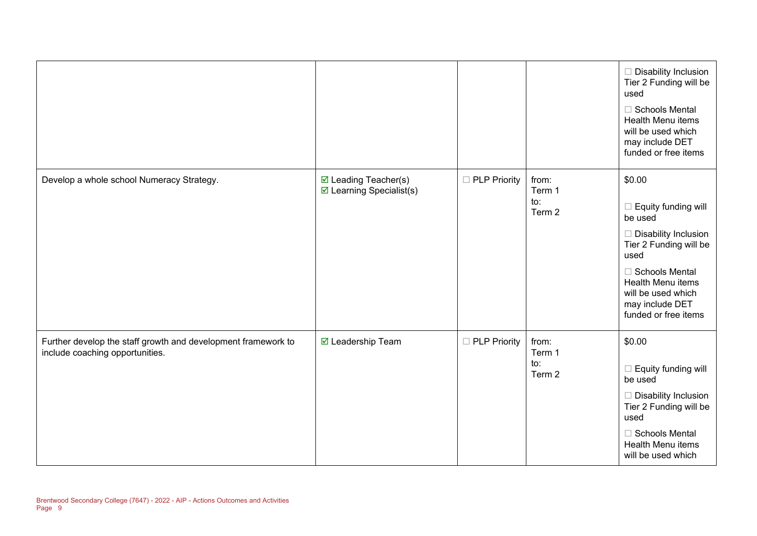| | | | | |
|---|---|---|---|---|
| | | | | ☐ Disability Inclusion Tier 2 Funding will be used<br><br>☐ Schools Mental Health Menu items will be used which may include DET funded or free items |
| Develop a whole school Numeracy Strategy. | ☑ Leading Teacher(s)<br>☑ Learning Specialist(s) | ☐ PLP Priority | from:<br>Term 1<br>to:<br>Term 2 | $0.00<br><br>☐ Equity funding will be used<br><br>☐ Disability Inclusion Tier 2 Funding will be used<br><br>☐ Schools Mental Health Menu items will be used which may include DET funded or free items |
| Further develop the staff growth and development framework to include coaching opportunities. | ☑ Leadership Team | ☐ PLP Priority | from:<br>Term 1<br>to:<br>Term 2 | $0.00<br><br>☐ Equity funding will be used<br><br>☐ Disability Inclusion Tier 2 Funding will be used<br><br>☐ Schools Mental Health Menu items will be used which |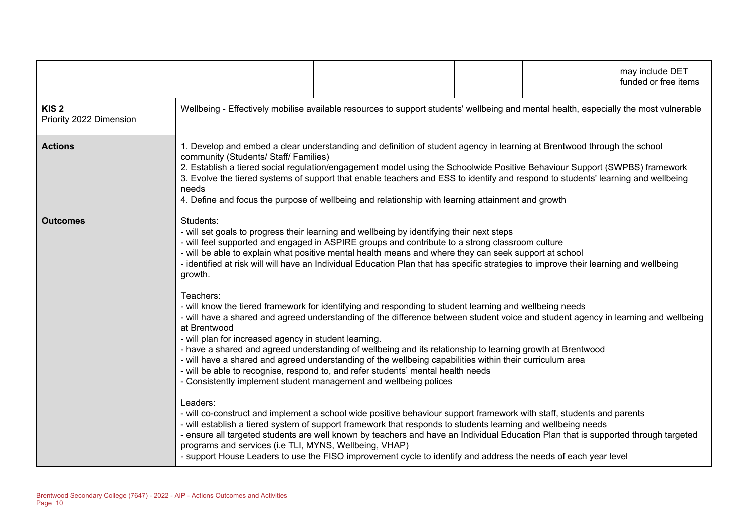| | | | | may include DET funded or free items |
|---|---|---|---|---|
| **KIS 2** Priority 2022 Dimension | Wellbeing - Effectively mobilise available resources to support students' wellbeing and mental health, especially the most vulnerable | | | |
| **Actions** | 1. Develop and embed a clear understanding and definition of student agency in learning at Brentwood through the school community (Students/ Staff/ Families)<br>2. Establish a tiered social regulation/engagement model using the Schoolwide Positive Behaviour Support (SWPBS) framework<br>3. Evolve the tiered systems of support that enable teachers and ESS to identify and respond to students' learning and wellbeing needs<br>4. Define and focus the purpose of wellbeing and relationship with learning attainment and growth | | | |
| **Outcomes** | Students:<br>- will set goals to progress their learning and wellbeing by identifying their next steps<br>- will feel supported and engaged in ASPIRE groups and contribute to a strong classroom culture<br>- will be able to explain what positive mental health means and where they can seek support at school<br>- identified at risk will will have an Individual Education Plan that has specific strategies to improve their learning and wellbeing growth.<br><br>Teachers:<br>- will know the tiered framework for identifying and responding to student learning and wellbeing needs<br>- will have a shared and agreed understanding of the difference between student voice and student agency in learning and wellbeing at Brentwood<br>- will plan for increased agency in student learning.<br>- have a shared and agreed understanding of wellbeing and its relationship to learning growth at Brentwood<br>- will have a shared and agreed understanding of the wellbeing capabilities within their curriculum area<br>- will be able to recognise, respond to, and refer students' mental health needs<br>- Consistently implement student management and wellbeing polices<br><br>Leaders:<br>- will co-construct and implement a school wide positive behaviour support framework with staff, students and parents<br>- will establish a tiered system of support framework that responds to students learning and wellbeing needs<br>- ensure all targeted students are well known by teachers and have an Individual Education Plan that is supported through targeted programs and services (i.e TLI, MYNS, Wellbeing, VHAP)<br>- support House Leaders to use the FISO improvement cycle to identify and address the needs of each year level | | | |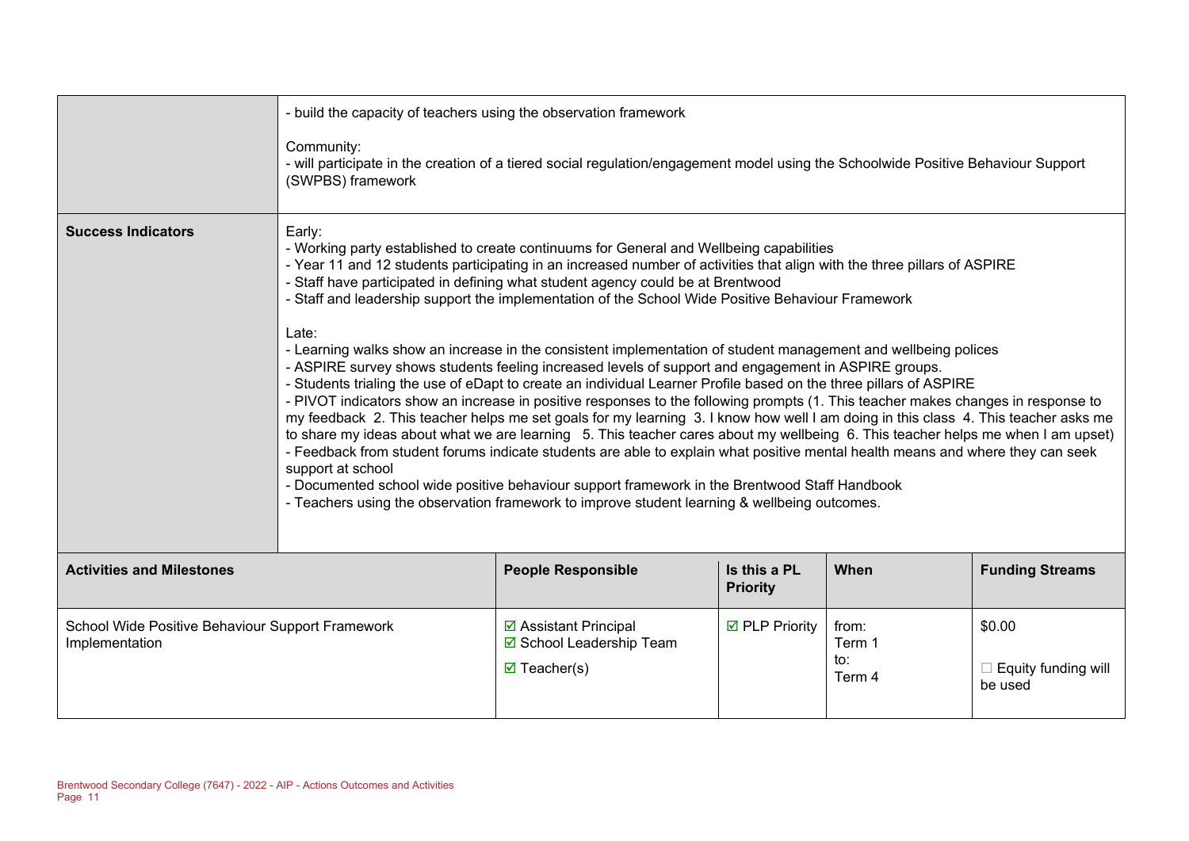| | |
|---|---|
| | - build the capacity of teachers using the observation framework<br><br>Community:<br>- will participate in the creation of a tiered social regulation/engagement model using the Schoolwide Positive Behaviour Support (SWPBS) framework |
| **Success Indicators** | Early:<br>- Working party established to create continuums for General and Wellbeing capabilities<br>- Year 11 and 12 students participating in an increased number of activities that align with the three pillars of ASPIRE<br>- Staff have participated in defining what student agency could be at Brentwood<br>- Staff and leadership support the implementation of the School Wide Positive Behaviour Framework<br><br>Late:<br>- Learning walks show an increase in the consistent implementation of student management and wellbeing polices<br>- ASPIRE survey shows students feeling increased levels of support and engagement in ASPIRE groups.<br>- Students trialing the use of eDapt to create an individual Learner Profile based on the three pillars of ASPIRE<br>- PIVOT indicators show an increase in positive responses to the following prompts (1. This teacher makes changes in response to my feedback 2. This teacher helps me set goals for my learning 3. I know how well I am doing in this class 4. This teacher asks me to share my ideas about what we are learning 5. This teacher cares about my wellbeing 6. This teacher helps me when I am upset)<br>- Feedback from student forums indicate students are able to explain what positive mental health means and where they can seek support at school<br>- Documented school wide positive behaviour support framework in the Brentwood Staff Handbook<br>- Teachers using the observation framework to improve student learning & wellbeing outcomes. |

| **Activities and Milestones** | **People Responsible** | **Is this a PL Priority** | **When** | **Funding Streams** |
|---|---|---|---|---|
| School Wide Positive Behaviour Support Framework Implementation | ☑ Assistant Principal<br>☑ School Leadership Team<br>☑ Teacher(s) | ☑ PLP Priority | from:<br>Term 1<br>to:<br>Term 4 | $0.00<br><br>☐ Equity funding will be used |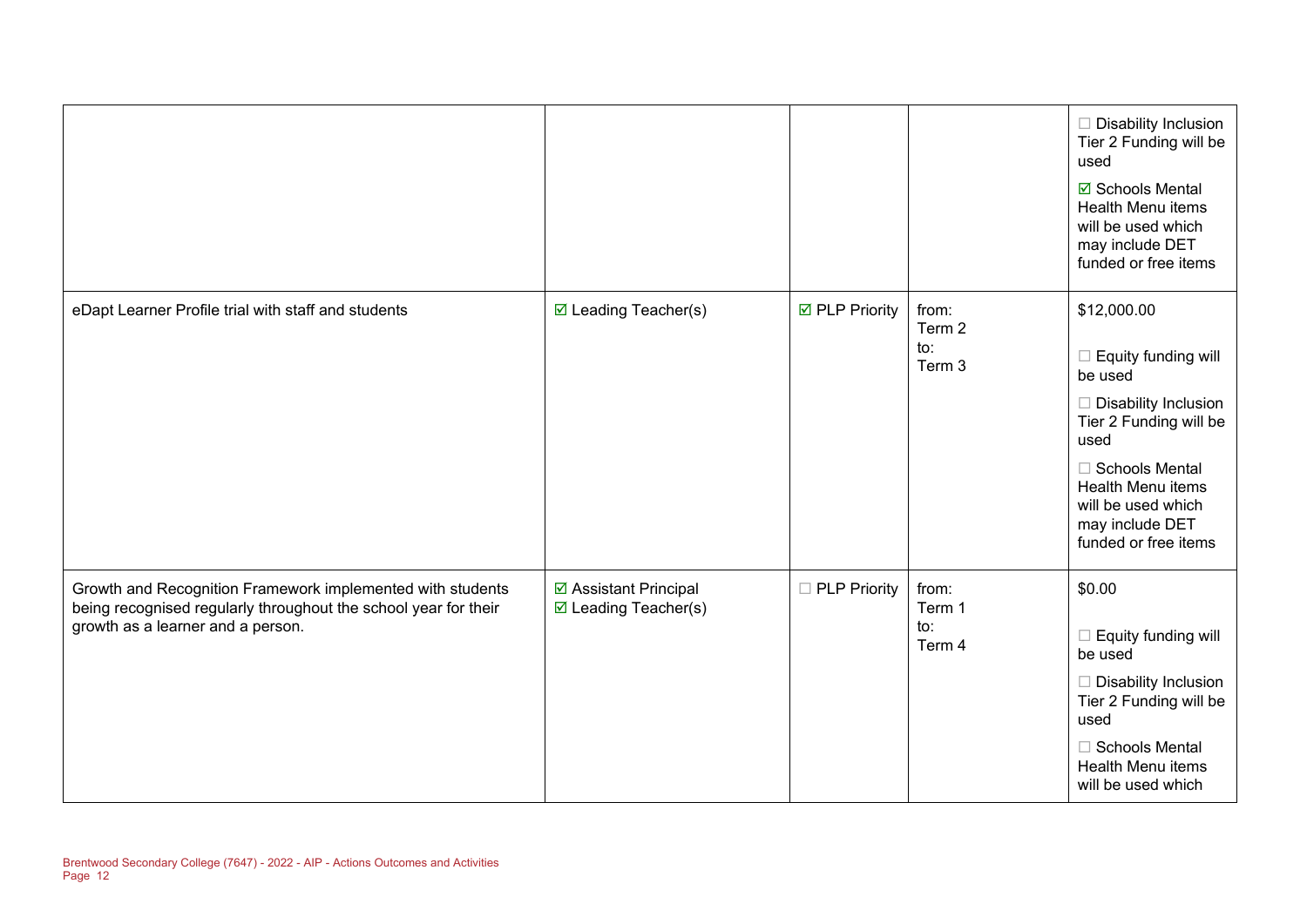| | | | | |
|---|---|---|---|---|
| | | | | ☐ Disability Inclusion Tier 2 Funding will be used<br><br>☑ Schools Mental Health Menu items will be used which may include DET funded or free items |
| eDapt Learner Profile trial with staff and students | ☑ Leading Teacher(s) | ☑ PLP Priority | from:<br>Term 2<br>to:<br>Term 3 | $12,000.00<br><br>☐ Equity funding will be used<br><br>☐ Disability Inclusion Tier 2 Funding will be used<br><br>☐ Schools Mental Health Menu items will be used which may include DET funded or free items |
| Growth and Recognition Framework implemented with students being recognised regularly throughout the school year for their growth as a learner and a person. | ☑ Assistant Principal<br>☑ Leading Teacher(s) | ☐ PLP Priority | from:<br>Term 1<br>to:<br>Term 4 | $0.00<br><br>☐ Equity funding will be used<br><br>☐ Disability Inclusion Tier 2 Funding will be used<br><br>☐ Schools Mental Health Menu items will be used which |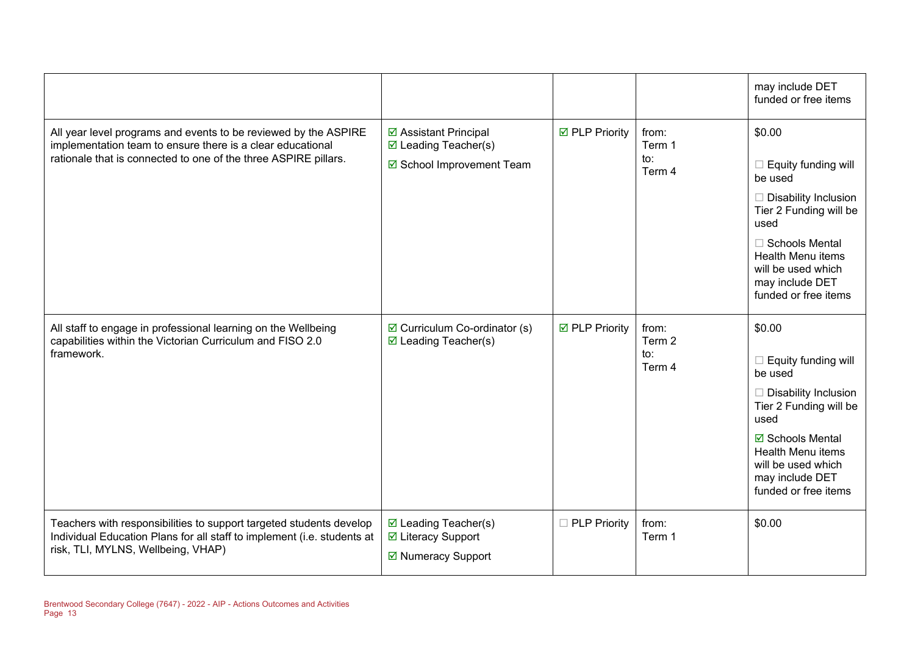| | | | | |
|---|---|---|---|---|
| | | | | may include DET funded or free items |
| All year level programs and events to be reviewed by the ASPIRE implementation team to ensure there is a clear educational rationale that is connected to one of the three ASPIRE pillars. | ☑ Assistant Principal<br>☑ Leading Teacher(s)<br>☑ School Improvement Team | ☑ PLP Priority | from:<br>Term 1<br>to:<br>Term 4 | $0.00<br><br>☐ Equity funding will be used<br>☐ Disability Inclusion Tier 2 Funding will be used<br>☐ Schools Mental Health Menu items will be used which may include DET funded or free items |
| All staff to engage in professional learning on the Wellbeing capabilities within the Victorian Curriculum and FISO 2.0 framework. | ☑ Curriculum Co-ordinator (s)<br>☑ Leading Teacher(s) | ☑ PLP Priority | from:<br>Term 2<br>to:<br>Term 4 | $0.00<br><br>☐ Equity funding will be used<br>☐ Disability Inclusion Tier 2 Funding will be used<br>☑ Schools Mental Health Menu items will be used which may include DET funded or free items |
| Teachers with responsibilities to support targeted students develop Individual Education Plans for all staff to implement (i.e. students at risk, TLI, MYLNS, Wellbeing, VHAP) | ☑ Leading Teacher(s)<br>☑ Literacy Support<br>☑ Numeracy Support | ☐ PLP Priority | from:<br>Term 1 | $0.00 |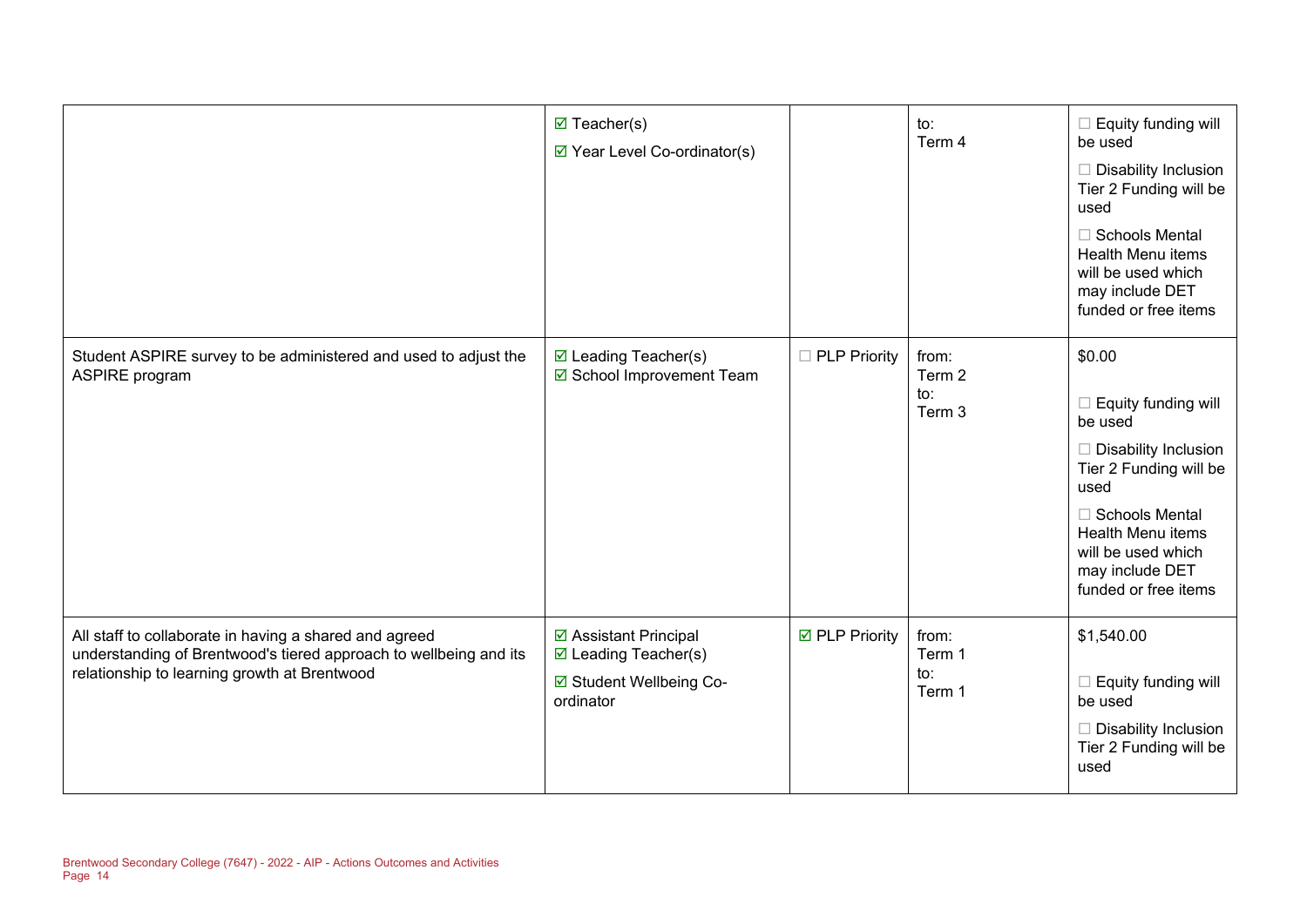| | | | | |
|---|---|---|---|---|
| | ☑ Teacher(s)<br>☑ Year Level Co-ordinator(s) | | to:<br>Term 4 | ☐ Equity funding will be used<br>☐ Disability Inclusion Tier 2 Funding will be used<br>☐ Schools Mental Health Menu items will be used which may include DET funded or free items |
| Student ASPIRE survey to be administered and used to adjust the ASPIRE program | ☑ Leading Teacher(s)<br>☑ School Improvement Team | ☐ PLP Priority | from:<br>Term 2<br>to:<br>Term 3 | $0.00<br><br>☐ Equity funding will be used<br>☐ Disability Inclusion Tier 2 Funding will be used<br>☐ Schools Mental Health Menu items will be used which may include DET funded or free items |
| All staff to collaborate in having a shared and agreed understanding of Brentwood's tiered approach to wellbeing and its relationship to learning growth at Brentwood | ☑ Assistant Principal<br>☑ Leading Teacher(s)<br>☑ Student Wellbeing Co-ordinator | ☑ PLP Priority | from:<br>Term 1<br>to:<br>Term 1 | $1,540.00<br><br>☐ Equity funding will be used<br>☐ Disability Inclusion Tier 2 Funding will be used |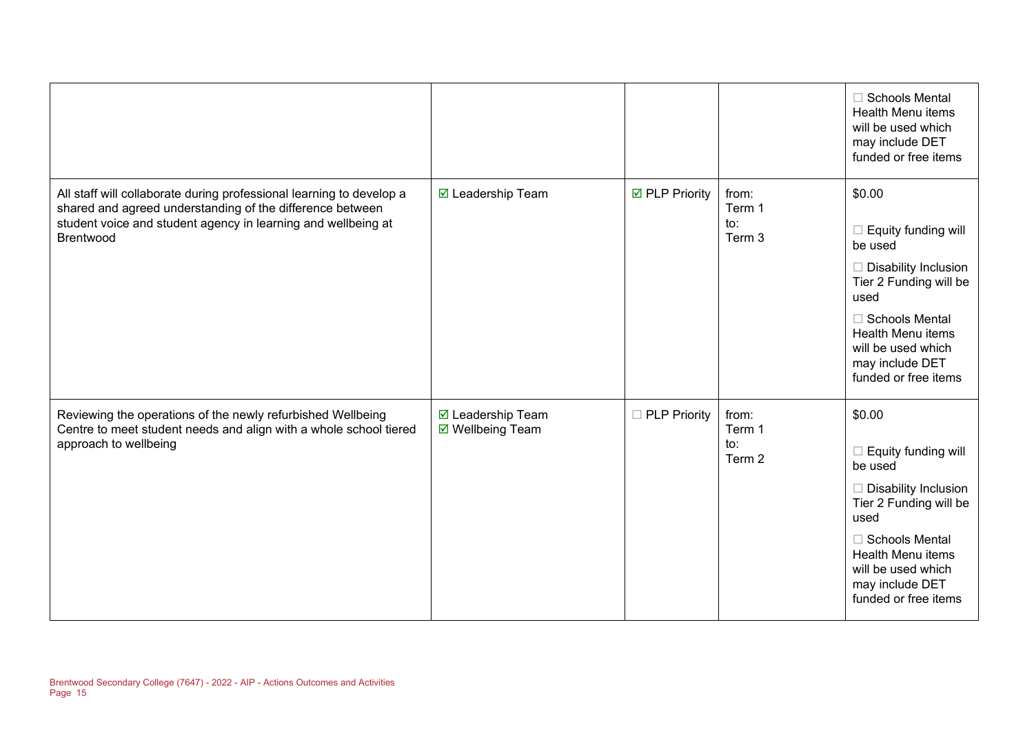| | | | | ☐ Schools Mental Health Menu items will be used which may include DET funded or free items |
|---|---|---|---|---|
| All staff will collaborate during professional learning to develop a shared and agreed understanding of the difference between student voice and student agency in learning and wellbeing at Brentwood | ☑ Leadership Team | ☑ PLP Priority | from: Term 1 to: Term 3 | $0.00<br><br>☐ Equity funding will be used<br><br>☐ Disability Inclusion Tier 2 Funding will be used<br><br>☐ Schools Mental Health Menu items will be used which may include DET funded or free items |
| Reviewing the operations of the newly refurbished Wellbeing Centre to meet student needs and align with a whole school tiered approach to wellbeing | ☑ Leadership Team<br>☑ Wellbeing Team | ☐ PLP Priority | from: Term 1 to: Term 2 | $0.00<br><br>☐ Equity funding will be used<br><br>☐ Disability Inclusion Tier 2 Funding will be used<br><br>☐ Schools Mental Health Menu items will be used which may include DET funded or free items |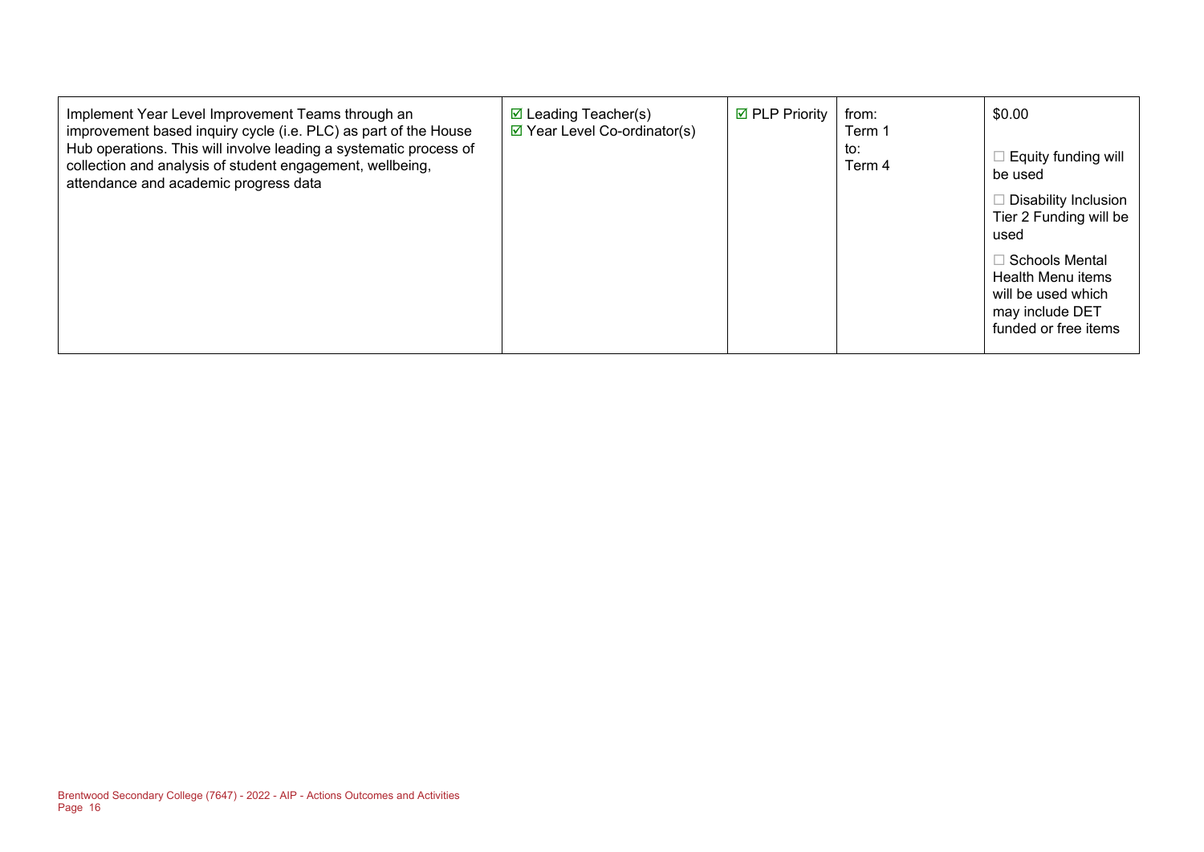| | | | | |
|---|---|---|---|---|
| Implement Year Level Improvement Teams through an improvement based inquiry cycle (i.e. PLC) as part of the House Hub operations. This will involve leading a systematic process of collection and analysis of student engagement, wellbeing, attendance and academic progress data | ☑ Leading Teacher(s)<br>☑ Year Level Co-ordinator(s) | ☑ PLP Priority | from:<br>Term 1<br>to:<br>Term 4 | $0.00<br><br>☐ Equity funding will be used<br><br>☐ Disability Inclusion Tier 2 Funding will be used<br><br>☐ Schools Mental Health Menu items will be used which may include DET funded or free items |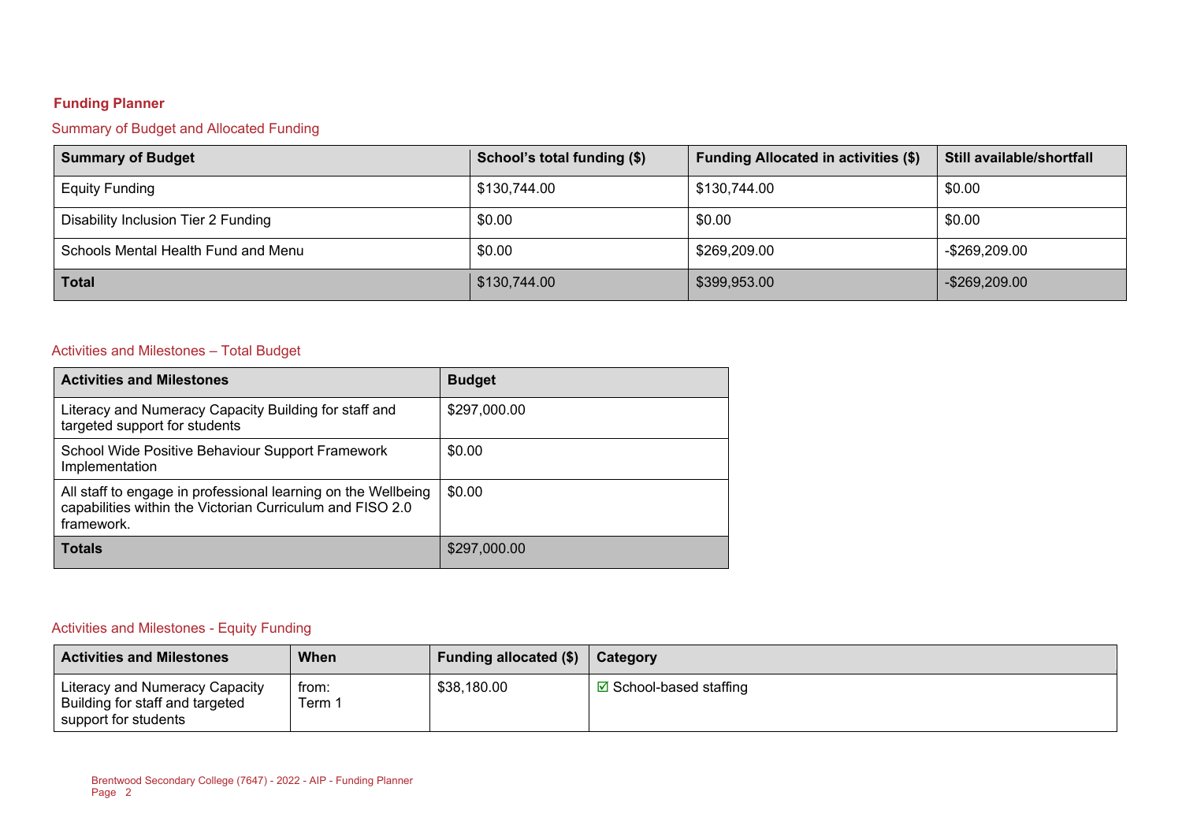## Funding Planner

### Summary of Budget and Allocated Funding

| Summary of Budget | School's total funding ($) | Funding Allocated in activities ($) | Still available/shortfall |
|---|---|---|---|
| Equity Funding | $130,744.00 | $130,744.00 | $0.00 |
| Disability Inclusion Tier 2 Funding | $0.00 | $0.00 | $0.00 |
| Schools Mental Health Fund and Menu | $0.00 | $269,209.00 | -$269,209.00 |
| **Total** | $130,744.00 | $399,953.00 | -$269,209.00 |

### Activities and Milestones – Total Budget

| Activities and Milestones | Budget |
|---|---|
| Literacy and Numeracy Capacity Building for staff and targeted support for students | $297,000.00 |
| School Wide Positive Behaviour Support Framework Implementation | $0.00 |
| All staff to engage in professional learning on the Wellbeing capabilities within the Victorian Curriculum and FISO 2.0 framework. | $0.00 |
| **Totals** | $297,000.00 |

### Activities and Milestones - Equity Funding

| Activities and Milestones | When | Funding allocated ($) | Category |
|---|---|---|---|
| Literacy and Numeracy Capacity Building for staff and targeted support for students | from: Term 1 | $38,180.00 | ☑ School-based staffing |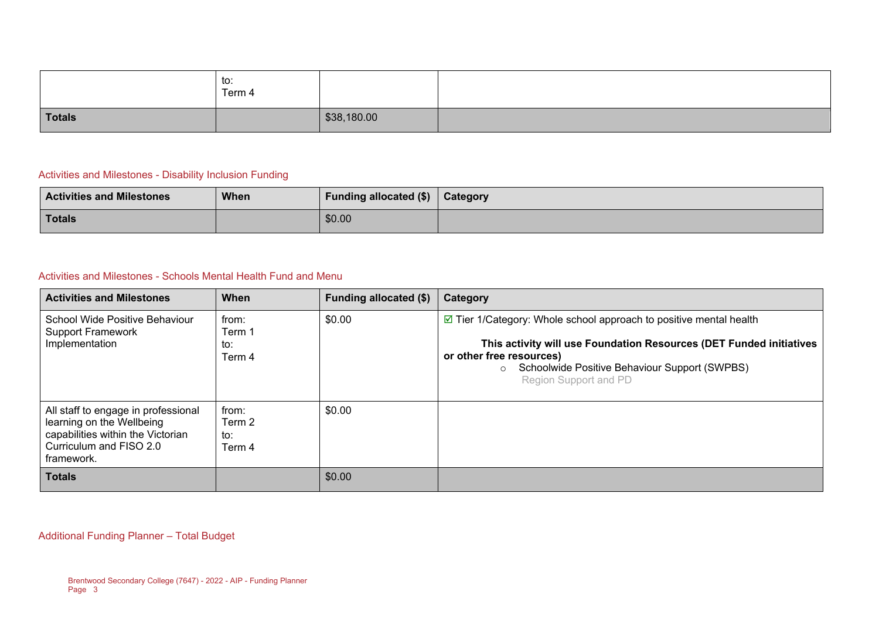|  | to:<br>Term 4 |  |  |
|---|---|---|---|
| **Totals** |  | $38,180.00 |  |

### Activities and Milestones - Disability Inclusion Funding

| Activities and Milestones | When | Funding allocated ($) | Category |
|---|---|---|---|
| **Totals** |  | $0.00 |  |

### Activities and Milestones - Schools Mental Health Fund and Menu

| Activities and Milestones | When | Funding allocated ($) | Category |
|---|---|---|---|
| School Wide Positive Behaviour Support Framework Implementation | from:<br>Term 1<br>to:<br>Term 4 | $0.00 | ☑ Tier 1/Category: Whole school approach to positive mental health<br><br>**This activity will use Foundation Resources (DET Funded initiatives or other free resources)**<br>○ Schoolwide Positive Behaviour Support (SWPBS)<br>Region Support and PD |
| All staff to engage in professional learning on the Wellbeing capabilities within the Victorian Curriculum and FISO 2.0 framework. | from:<br>Term 2<br>to:<br>Term 4 | $0.00 |  |
| **Totals** |  | $0.00 |  |

### Additional Funding Planner – Total Budget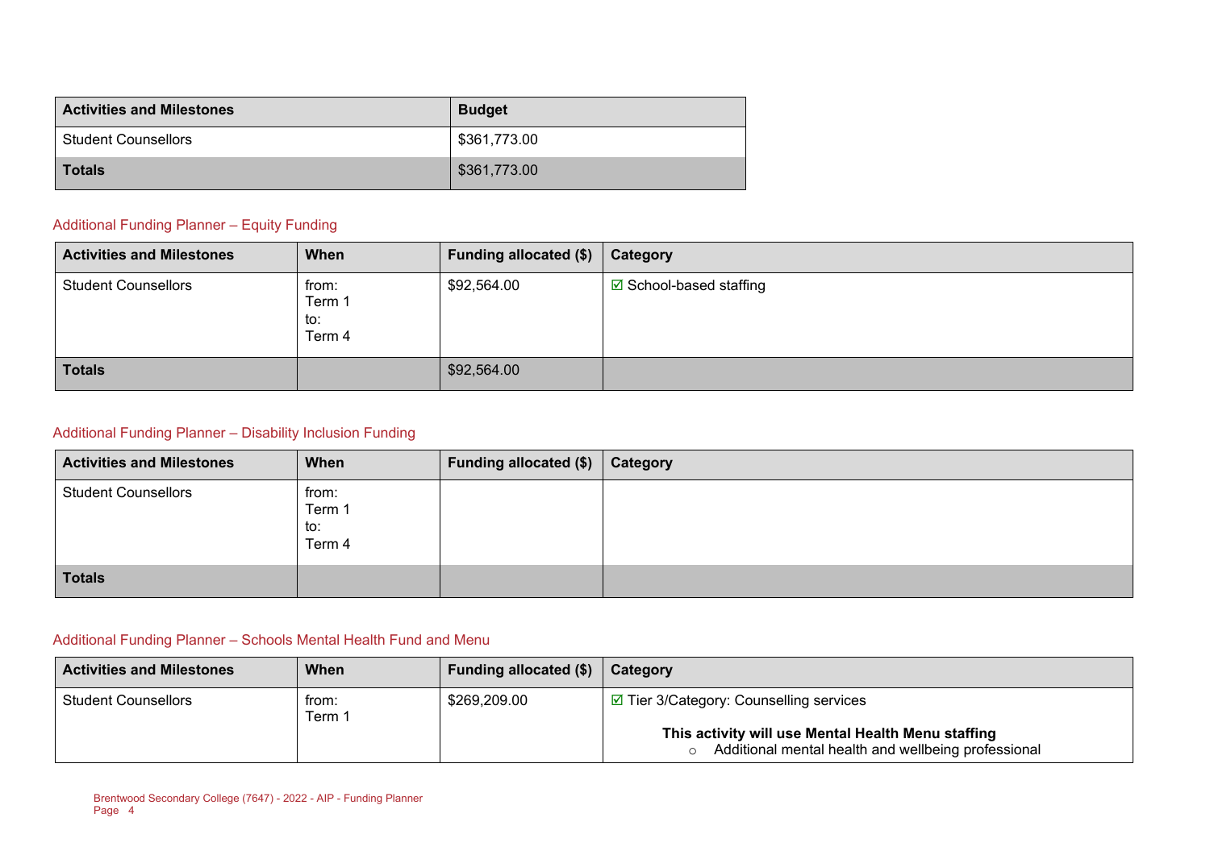| Activities and Milestones | Budget |
| --- | --- |
| Student Counsellors | $361,773.00 |
| **Totals** | $361,773.00 |

### Additional Funding Planner – Equity Funding

| Activities and Milestones | When | Funding allocated ($) | Category |
| --- | --- | --- | --- |
| Student Counsellors | from: Term 1 to: Term 4 | $92,564.00 | ☑ School-based staffing |
| **Totals** | | $92,564.00 | |

### Additional Funding Planner – Disability Inclusion Funding

| Activities and Milestones | When | Funding allocated ($) | Category |
| --- | --- | --- | --- |
| Student Counsellors | from: Term 1 to: Term 4 | | |
| **Totals** | | | |

### Additional Funding Planner – Schools Mental Health Fund and Menu

| Activities and Milestones | When | Funding allocated ($) | Category |
| --- | --- | --- | --- |
| Student Counsellors | from: Term 1 | $269,209.00 | ☑ Tier 3/Category: Counselling services<br><br>**This activity will use Mental Health Menu staffing**<br>○ Additional mental health and wellbeing professional |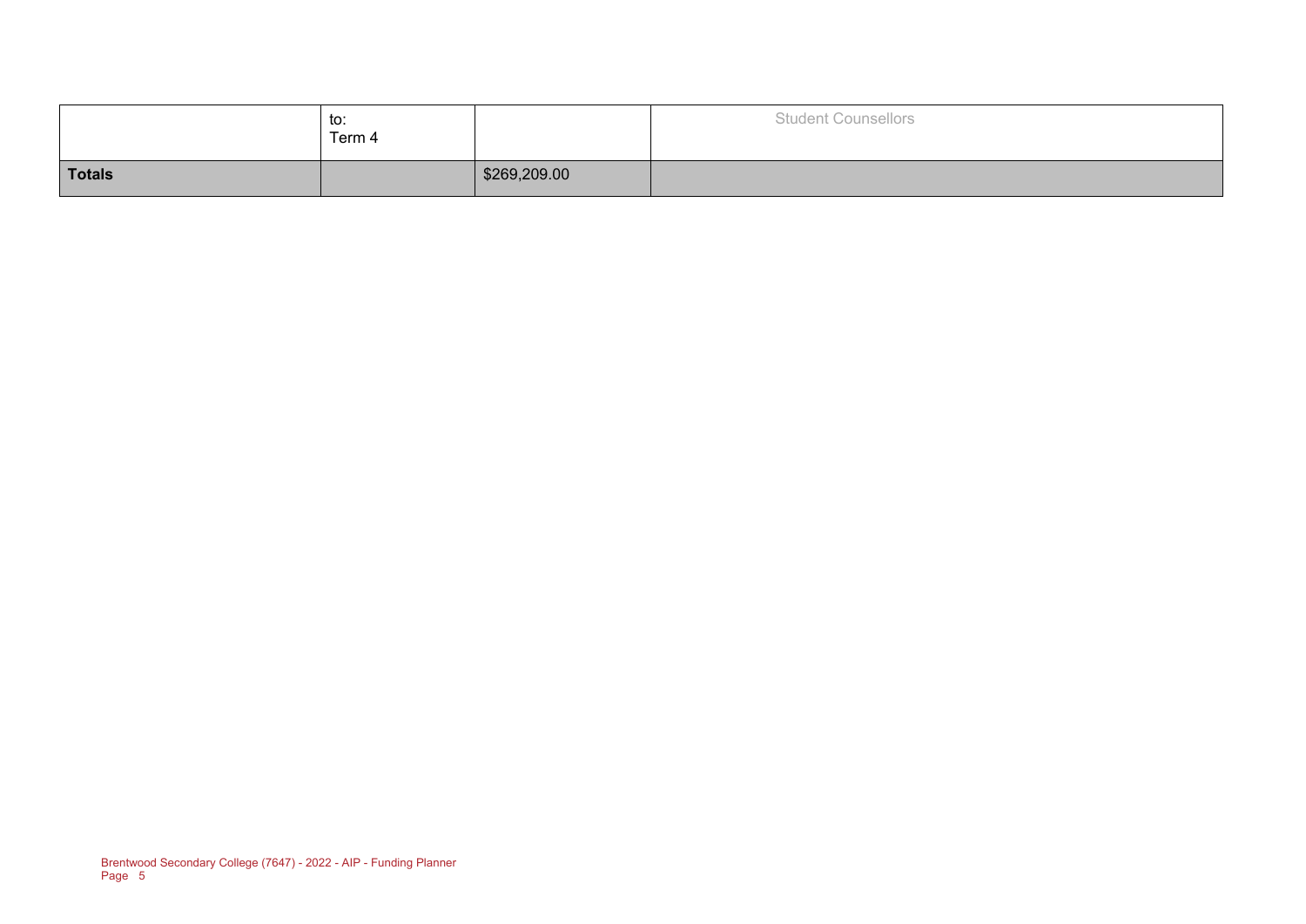| | to:<br>Term 4 | | Student Counsellors |
|---|---|---|---|
| **Totals** | | $269,209.00 | |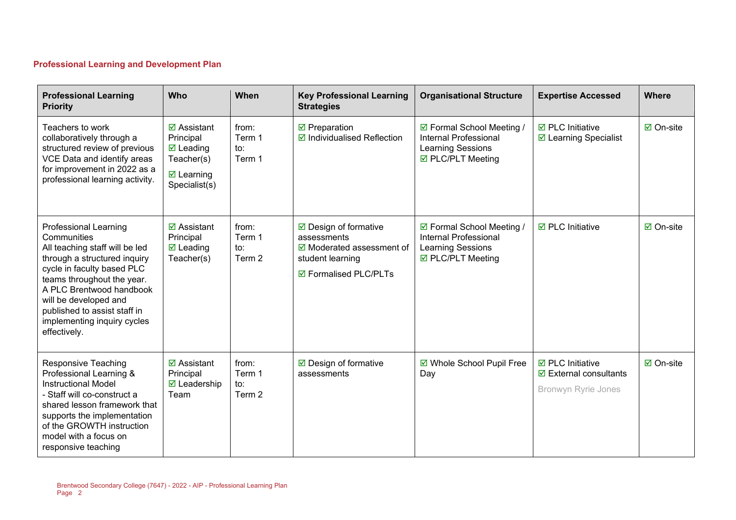## Professional Learning and Development Plan

| Professional Learning Priority | Who | When | Key Professional Learning Strategies | Organisational Structure | Expertise Accessed | Where |
|---|---|---|---|---|---|---|
| Teachers to work collaboratively through a structured review of previous VCE Data and identify areas for improvement in 2022 as a professional learning activity. | ☑ Assistant Principal<br>☑ Leading Teacher(s)<br>☑ Learning Specialist(s) | from:<br>Term 1<br>to:<br>Term 1 | ☑ Preparation<br>☑ Individualised Reflection | ☑ Formal School Meeting / Internal Professional Learning Sessions<br>☑ PLC/PLT Meeting | ☑ PLC Initiative<br>☑ Learning Specialist | ☑ On-site |
| Professional Learning Communities<br>All teaching staff will be led through a structured inquiry cycle in faculty based PLC teams throughout the year. A PLC Brentwood handbook will be developed and published to assist staff in implementing inquiry cycles effectively. | ☑ Assistant Principal<br>☑ Leading Teacher(s) | from:<br>Term 1<br>to:<br>Term 2 | ☑ Design of formative assessments<br>☑ Moderated assessment of student learning<br>☑ Formalised PLC/PLTs | ☑ Formal School Meeting / Internal Professional Learning Sessions<br>☑ PLC/PLT Meeting | ☑ PLC Initiative | ☑ On-site |
| Responsive Teaching Professional Learning & Instructional Model<br>- Staff will co-construct a shared lesson framework that supports the implementation of the GROWTH instruction model with a focus on responsive teaching | ☑ Assistant Principal<br>☑ Leadership Team | from:<br>Term 1<br>to:<br>Term 2 | ☑ Design of formative assessments | ☑ Whole School Pupil Free Day | ☑ PLC Initiative<br>☑ External consultants<br>Bronwyn Ryrie Jones | ☑ On-site |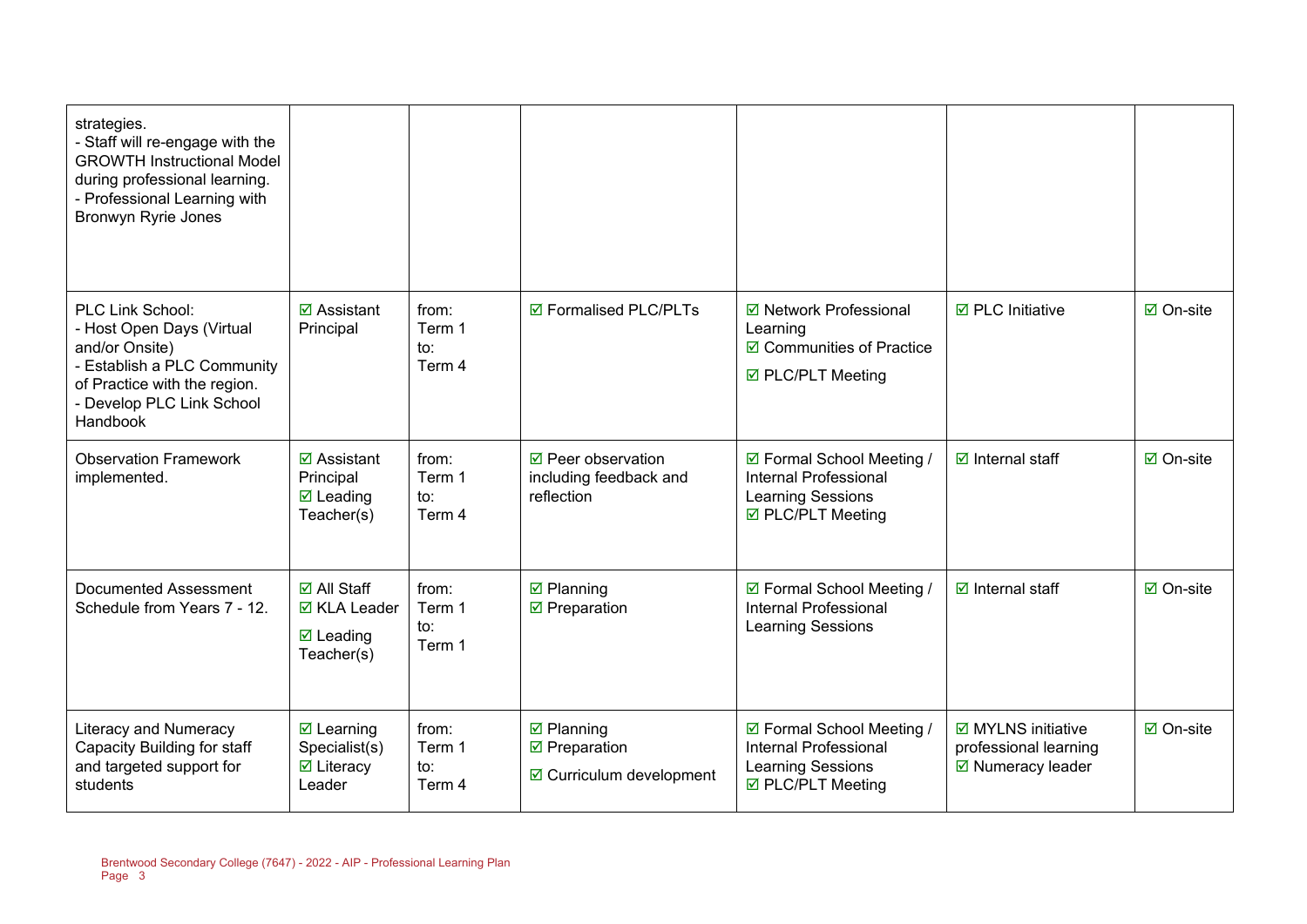| | | | | | | |
|---|---|---|---|---|---|---|
| strategies.<br>- Staff will re-engage with the GROWTH Instructional Model during professional learning.<br>- Professional Learning with Bronwyn Ryrie Jones | | | | | | |
| PLC Link School:<br>- Host Open Days (Virtual and/or Onsite)<br>- Establish a PLC Community of Practice with the region.<br>- Develop PLC Link School Handbook | ☑ Assistant Principal | from: Term 1 to: Term 4 | ☑ Formalised PLC/PLTs | ☑ Network Professional Learning<br>☑ Communities of Practice<br>☑ PLC/PLT Meeting | ☑ PLC Initiative | ☑ On-site |
| Observation Framework implemented. | ☑ Assistant Principal<br>☑ Leading Teacher(s) | from: Term 1 to: Term 4 | ☑ Peer observation including feedback and reflection | ☑ Formal School Meeting / Internal Professional Learning Sessions<br>☑ PLC/PLT Meeting | ☑ Internal staff | ☑ On-site |
| Documented Assessment Schedule from Years 7 - 12. | ☑ All Staff<br>☑ KLA Leader<br>☑ Leading Teacher(s) | from: Term 1 to: Term 1 | ☑ Planning<br>☑ Preparation | ☑ Formal School Meeting / Internal Professional Learning Sessions | ☑ Internal staff | ☑ On-site |
| Literacy and Numeracy Capacity Building for staff and targeted support for students | ☑ Learning Specialist(s)<br>☑ Literacy Leader | from: Term 1 to: Term 4 | ☑ Planning<br>☑ Preparation<br>☑ Curriculum development | ☑ Formal School Meeting / Internal Professional Learning Sessions<br>☑ PLC/PLT Meeting | ☑ MYLNS initiative professional learning<br>☑ Numeracy leader | ☑ On-site |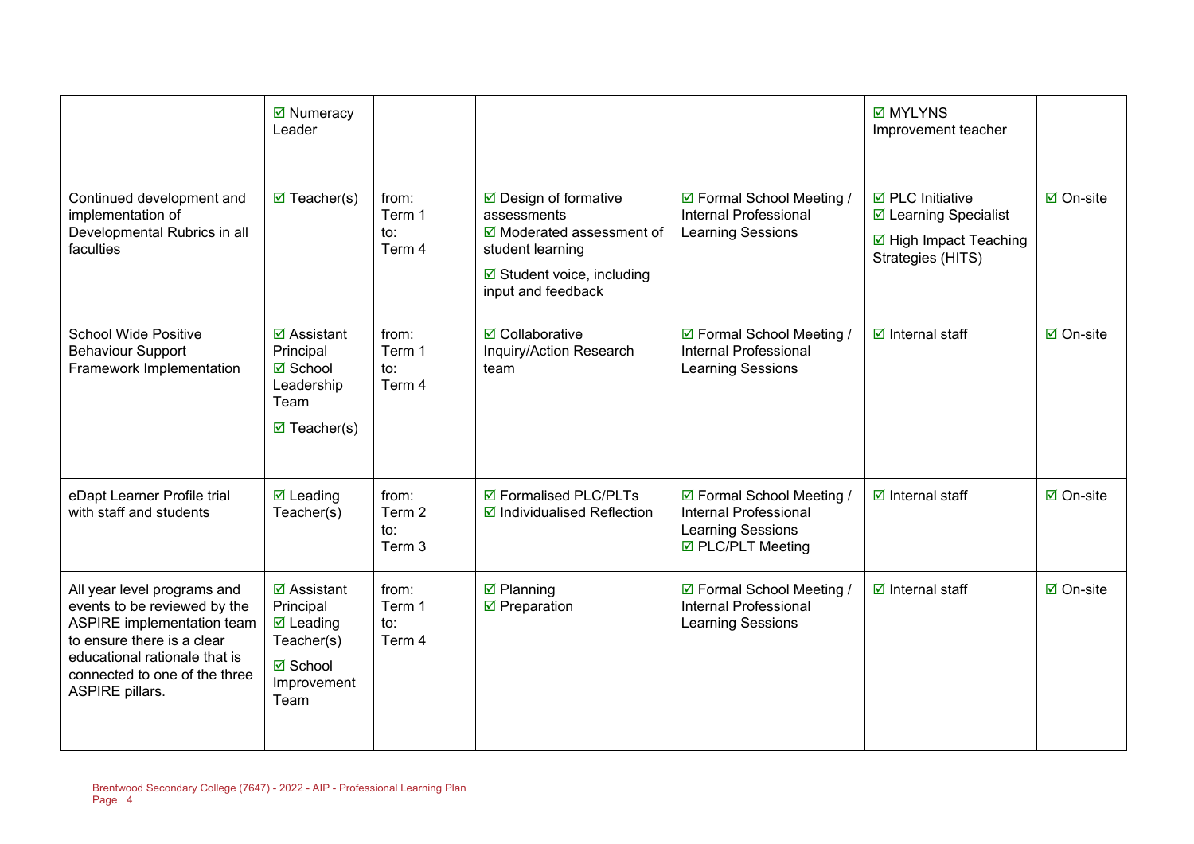| | | | | | | |
|---|---|---|---|---|---|---|
| | ☑ Numeracy Leader | | | | ☑ MYLYNS Improvement teacher | |
| Continued development and implementation of Developmental Rubrics in all faculties | ☑ Teacher(s) | from: Term 1 to: Term 4 | ☑ Design of formative assessments ☑ Moderated assessment of student learning ☑ Student voice, including input and feedback | ☑ Formal School Meeting / Internal Professional Learning Sessions | ☑ PLC Initiative ☑ Learning Specialist ☑ High Impact Teaching Strategies (HITS) | ☑ On-site |
| School Wide Positive Behaviour Support Framework Implementation | ☑ Assistant Principal ☑ School Leadership Team ☑ Teacher(s) | from: Term 1 to: Term 4 | ☑ Collaborative Inquiry/Action Research team | ☑ Formal School Meeting / Internal Professional Learning Sessions | ☑ Internal staff | ☑ On-site |
| eDapt Learner Profile trial with staff and students | ☑ Leading Teacher(s) | from: Term 2 to: Term 3 | ☑ Formalised PLC/PLTs ☑ Individualised Reflection | ☑ Formal School Meeting / Internal Professional Learning Sessions ☑ PLC/PLT Meeting | ☑ Internal staff | ☑ On-site |
| All year level programs and events to be reviewed by the ASPIRE implementation team to ensure there is a clear educational rationale that is connected to one of the three ASPIRE pillars. | ☑ Assistant Principal ☑ Leading Teacher(s) ☑ School Improvement Team | from: Term 1 to: Term 4 | ☑ Planning ☑ Preparation | ☑ Formal School Meeting / Internal Professional Learning Sessions | ☑ Internal staff | ☑ On-site |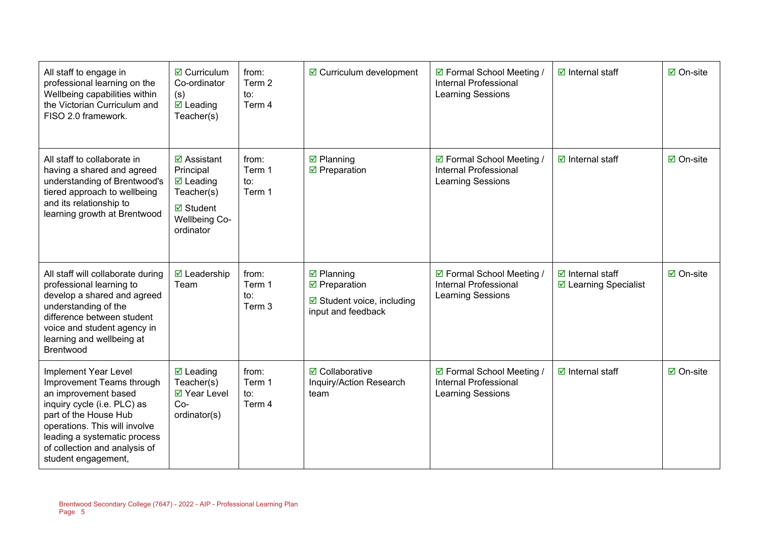| | | | | | | |
|---|---|---|---|---|---|---|
| All staff to engage in professional learning on the Wellbeing capabilities within the Victorian Curriculum and FISO 2.0 framework. | ☑ Curriculum Co-ordinator (s)<br>☑ Leading Teacher(s) | from:<br>Term 2<br>to:<br>Term 4 | ☑ Curriculum development | ☑ Formal School Meeting / Internal Professional Learning Sessions | ☑ Internal staff | ☑ On-site |
| All staff to collaborate in having a shared and agreed understanding of Brentwood's tiered approach to wellbeing and its relationship to learning growth at Brentwood | ☑ Assistant Principal<br>☑ Leading Teacher(s)<br>☑ Student Wellbeing Co-ordinator | from:<br>Term 1<br>to:<br>Term 1 | ☑ Planning<br>☑ Preparation | ☑ Formal School Meeting / Internal Professional Learning Sessions | ☑ Internal staff | ☑ On-site |
| All staff will collaborate during professional learning to develop a shared and agreed understanding of the difference between student voice and student agency in learning and wellbeing at Brentwood | ☑ Leadership Team | from:<br>Term 1<br>to:<br>Term 3 | ☑ Planning<br>☑ Preparation<br>☑ Student voice, including input and feedback | ☑ Formal School Meeting / Internal Professional Learning Sessions | ☑ Internal staff<br>☑ Learning Specialist | ☑ On-site |
| Implement Year Level Improvement Teams through an improvement based inquiry cycle (i.e. PLC) as part of the House Hub operations. This will involve leading a systematic process of collection and analysis of student engagement, | ☑ Leading Teacher(s)<br>☑ Year Level Co-ordinator(s) | from:<br>Term 1<br>to:<br>Term 4 | ☑ Collaborative Inquiry/Action Research team | ☑ Formal School Meeting / Internal Professional Learning Sessions | ☑ Internal staff | ☑ On-site |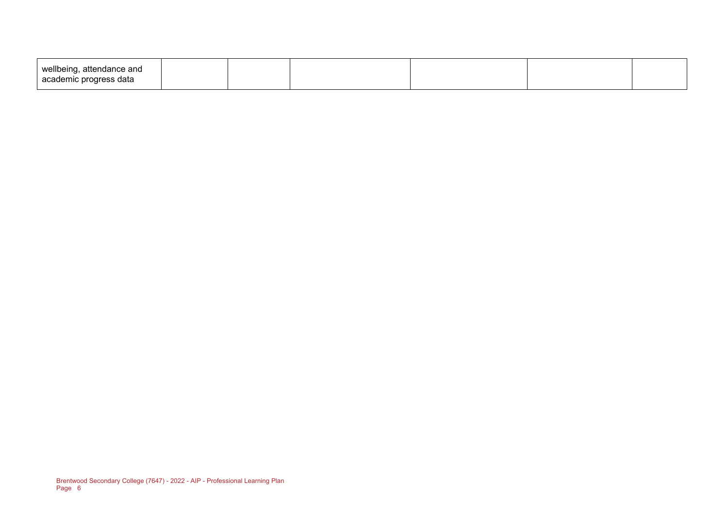| | | | | | | |
|---|---|---|---|---|---|---|
| wellbeing, attendance and academic progress data | | | | | | |